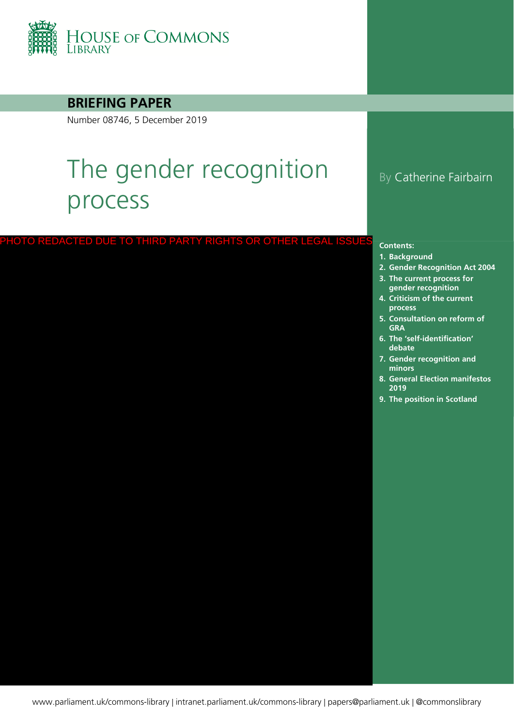HOUSE OF COMMONS LIBRARY

**BRIEFING PAPER**

Number 08746, 5 December 2019

# The gender recognition process

By Catherine Fairbairn

PHOTO REDACTED DUE TO THIRD PARTY RIGHTS OR OTHER LEGAL ISSUES

**Contents:**

1. **Background**
2. **Gender Recognition Act 2004**
3. **The current process for gender recognition**
4. **Criticism of the current process**
5. **Consultation on reform of GRA**
6. **The 'self-identification' debate**
7. **Gender recognition and minors**
8. **General Election manifestos 2019**
9. **The position in Scotland**

www.parliament.uk/commons-library | intranet.parliament.uk/commons-library | papers@parliament.uk | @commonslibrary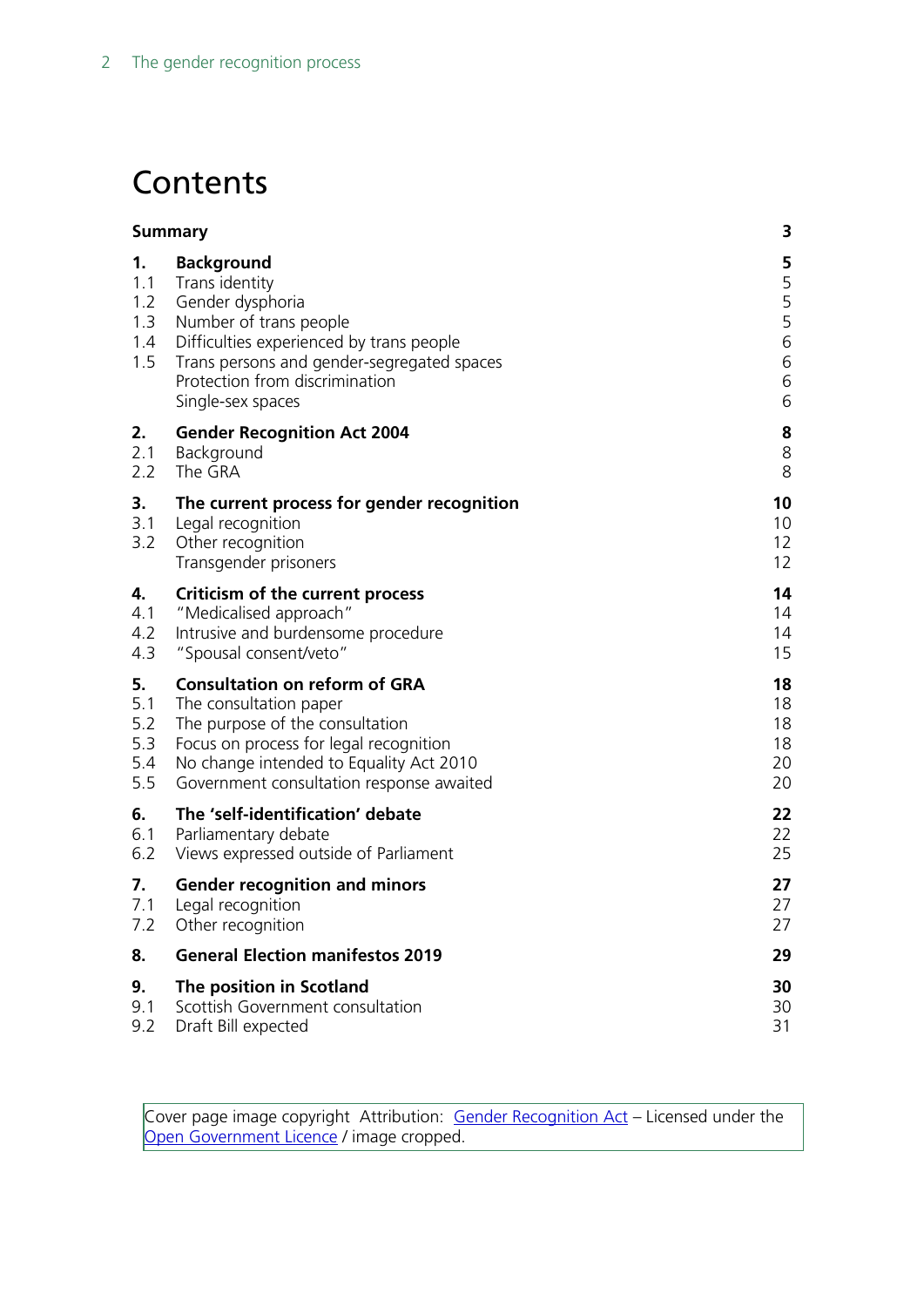# Contents

| | | |
|---|---|---|
| **Summary** | | **3** |
| **1.** | **Background** | **5** |
| 1.1 | Trans identity | 5 |
| 1.2 | Gender dysphoria | 5 |
| 1.3 | Number of trans people | 5 |
| 1.4 | Difficulties experienced by trans people | 6 |
| 1.5 | Trans persons and gender-segregated spaces | 6 |
| | Protection from discrimination | 6 |
| | Single-sex spaces | 6 |
| **2.** | **Gender Recognition Act 2004** | **8** |
| 2.1 | Background | 8 |
| 2.2 | The GRA | 8 |
| **3.** | **The current process for gender recognition** | **10** |
| 3.1 | Legal recognition | 10 |
| 3.2 | Other recognition | 12 |
| | Transgender prisoners | 12 |
| **4.** | **Criticism of the current process** | **14** |
| 4.1 | "Medicalised approach" | 14 |
| 4.2 | Intrusive and burdensome procedure | 14 |
| 4.3 | "Spousal consent/veto" | 15 |
| **5.** | **Consultation on reform of GRA** | **18** |
| 5.1 | The consultation paper | 18 |
| 5.2 | The purpose of the consultation | 18 |
| 5.3 | Focus on process for legal recognition | 18 |
| 5.4 | No change intended to Equality Act 2010 | 20 |
| 5.5 | Government consultation response awaited | 20 |
| **6.** | **The 'self-identification' debate** | **22** |
| 6.1 | Parliamentary debate | 22 |
| 6.2 | Views expressed outside of Parliament | 25 |
| **7.** | **Gender recognition and minors** | **27** |
| 7.1 | Legal recognition | 27 |
| 7.2 | Other recognition | 27 |
| **8.** | **General Election manifestos 2019** | **29** |
| **9.** | **The position in Scotland** | **30** |
| 9.1 | Scottish Government consultation | 30 |
| 9.2 | Draft Bill expected | 31 |

Cover page image copyright Attribution: Gender Recognition Act – Licensed under the Open Government Licence / image cropped.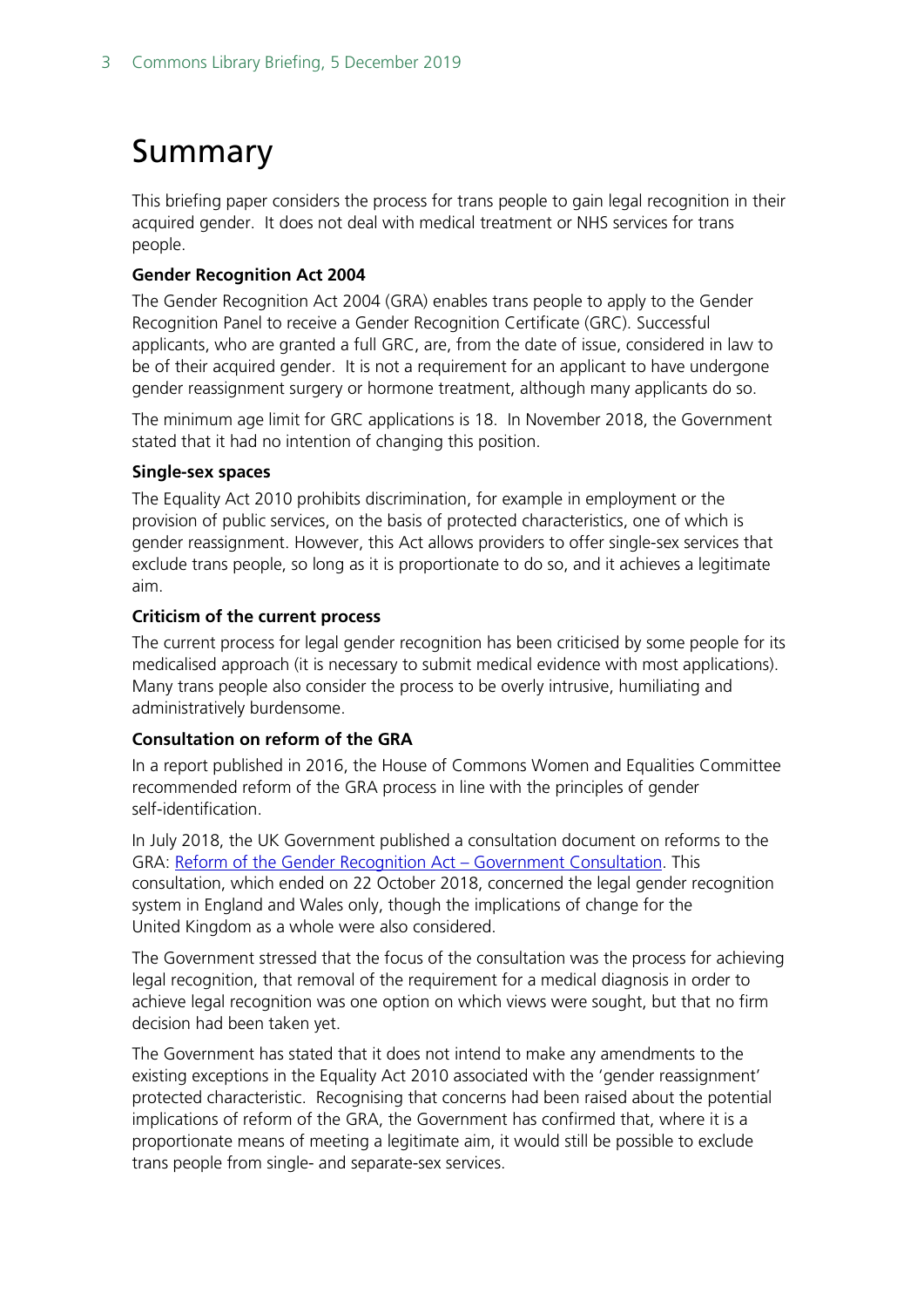# Summary

This briefing paper considers the process for trans people to gain legal recognition in their acquired gender. It does not deal with medical treatment or NHS services for trans people.

**Gender Recognition Act 2004**

The Gender Recognition Act 2004 (GRA) enables trans people to apply to the Gender Recognition Panel to receive a Gender Recognition Certificate (GRC). Successful applicants, who are granted a full GRC, are, from the date of issue, considered in law to be of their acquired gender. It is not a requirement for an applicant to have undergone gender reassignment surgery or hormone treatment, although many applicants do so.

The minimum age limit for GRC applications is 18. In November 2018, the Government stated that it had no intention of changing this position.

**Single-sex spaces**

The Equality Act 2010 prohibits discrimination, for example in employment or the provision of public services, on the basis of protected characteristics, one of which is gender reassignment. However, this Act allows providers to offer single-sex services that exclude trans people, so long as it is proportionate to do so, and it achieves a legitimate aim.

**Criticism of the current process**

The current process for legal gender recognition has been criticised by some people for its medicalised approach (it is necessary to submit medical evidence with most applications). Many trans people also consider the process to be overly intrusive, humiliating and administratively burdensome.

**Consultation on reform of the GRA**

In a report published in 2016, the House of Commons Women and Equalities Committee recommended reform of the GRA process in line with the principles of gender self-identification.

In July 2018, the UK Government published a consultation document on reforms to the GRA: [Reform of the Gender Recognition Act – Government Consultation](). This consultation, which ended on 22 October 2018, concerned the legal gender recognition system in England and Wales only, though the implications of change for the United Kingdom as a whole were also considered.

The Government stressed that the focus of the consultation was the process for achieving legal recognition, that removal of the requirement for a medical diagnosis in order to achieve legal recognition was one option on which views were sought, but that no firm decision had been taken yet.

The Government has stated that it does not intend to make any amendments to the existing exceptions in the Equality Act 2010 associated with the 'gender reassignment' protected characteristic. Recognising that concerns had been raised about the potential implications of reform of the GRA, the Government has confirmed that, where it is a proportionate means of meeting a legitimate aim, it would still be possible to exclude trans people from single- and separate-sex services.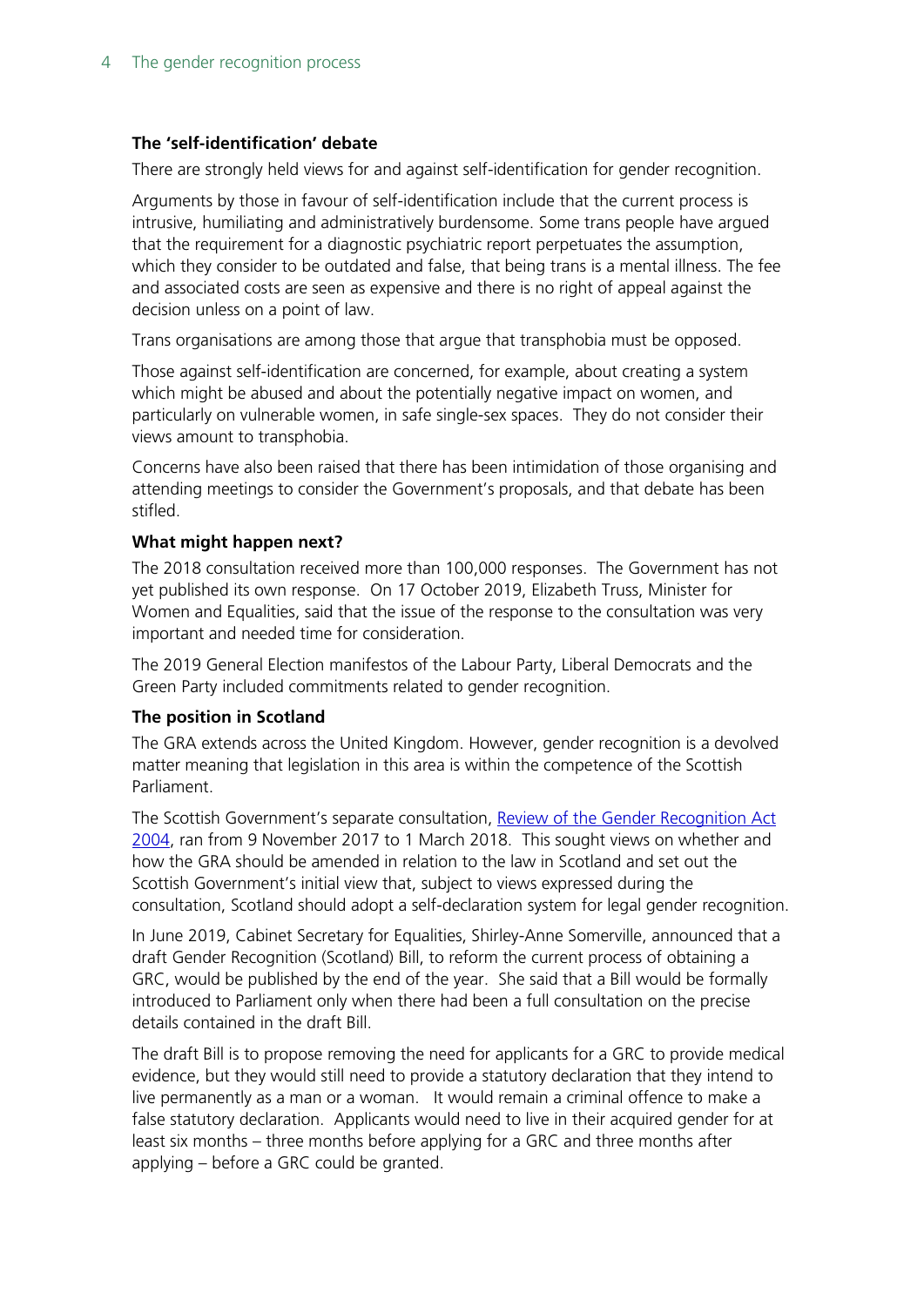**The 'self-identification' debate**

There are strongly held views for and against self-identification for gender recognition.

Arguments by those in favour of self-identification include that the current process is intrusive, humiliating and administratively burdensome. Some trans people have argued that the requirement for a diagnostic psychiatric report perpetuates the assumption, which they consider to be outdated and false, that being trans is a mental illness. The fee and associated costs are seen as expensive and there is no right of appeal against the decision unless on a point of law.

Trans organisations are among those that argue that transphobia must be opposed.

Those against self-identification are concerned, for example, about creating a system which might be abused and about the potentially negative impact on women, and particularly on vulnerable women, in safe single-sex spaces. They do not consider their views amount to transphobia.

Concerns have also been raised that there has been intimidation of those organising and attending meetings to consider the Government's proposals, and that debate has been stifled.

**What might happen next?**

The 2018 consultation received more than 100,000 responses. The Government has not yet published its own response. On 17 October 2019, Elizabeth Truss, Minister for Women and Equalities, said that the issue of the response to the consultation was very important and needed time for consideration.

The 2019 General Election manifestos of the Labour Party, Liberal Democrats and the Green Party included commitments related to gender recognition.

**The position in Scotland**

The GRA extends across the United Kingdom. However, gender recognition is a devolved matter meaning that legislation in this area is within the competence of the Scottish Parliament.

The Scottish Government's separate consultation, Review of the Gender Recognition Act 2004, ran from 9 November 2017 to 1 March 2018. This sought views on whether and how the GRA should be amended in relation to the law in Scotland and set out the Scottish Government's initial view that, subject to views expressed during the consultation, Scotland should adopt a self-declaration system for legal gender recognition.

In June 2019, Cabinet Secretary for Equalities, Shirley-Anne Somerville, announced that a draft Gender Recognition (Scotland) Bill, to reform the current process of obtaining a GRC, would be published by the end of the year. She said that a Bill would be formally introduced to Parliament only when there had been a full consultation on the precise details contained in the draft Bill.

The draft Bill is to propose removing the need for applicants for a GRC to provide medical evidence, but they would still need to provide a statutory declaration that they intend to live permanently as a man or a woman. It would remain a criminal offence to make a false statutory declaration. Applicants would need to live in their acquired gender for at least six months – three months before applying for a GRC and three months after applying – before a GRC could be granted.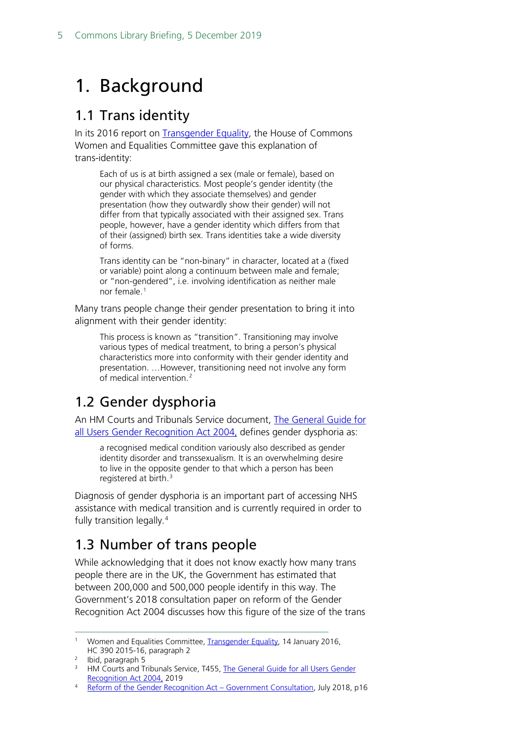# 1. Background

## 1.1 Trans identity

In its 2016 report on Transgender Equality, the House of Commons Women and Equalities Committee gave this explanation of trans-identity:

> Each of us is at birth assigned a sex (male or female), based on our physical characteristics. Most people's gender identity (the gender with which they associate themselves) and gender presentation (how they outwardly show their gender) will not differ from that typically associated with their assigned sex. Trans people, however, have a gender identity which differs from that of their (assigned) birth sex. Trans identities take a wide diversity of forms.
>
> Trans identity can be "non-binary" in character, located at a (fixed or variable) point along a continuum between male and female; or "non-gendered", i.e. involving identification as neither male nor female.[1]

Many trans people change their gender presentation to bring it into alignment with their gender identity:

> This process is known as "transition". Transitioning may involve various types of medical treatment, to bring a person's physical characteristics more into conformity with their gender identity and presentation. …However, transitioning need not involve any form of medical intervention.[2]

## 1.2 Gender dysphoria

An HM Courts and Tribunals Service document, The General Guide for all Users Gender Recognition Act 2004, defines gender dysphoria as:

> a recognised medical condition variously also described as gender identity disorder and transsexualism. It is an overwhelming desire to live in the opposite gender to that which a person has been registered at birth.[3]

Diagnosis of gender dysphoria is an important part of accessing NHS assistance with medical transition and is currently required in order to fully transition legally.[4]

## 1.3 Number of trans people

While acknowledging that it does not know exactly how many trans people there are in the UK, the Government has estimated that between 200,000 and 500,000 people identify in this way. The Government's 2018 consultation paper on reform of the Gender Recognition Act 2004 discusses how this figure of the size of the trans

---

[1] Women and Equalities Committee, Transgender Equality, 14 January 2016, HC 390 2015-16, paragraph 2

[2] Ibid, paragraph 5

[3] HM Courts and Tribunals Service, T455, The General Guide for all Users Gender Recognition Act 2004, 2019

[4] Reform of the Gender Recognition Act – Government Consultation, July 2018, p16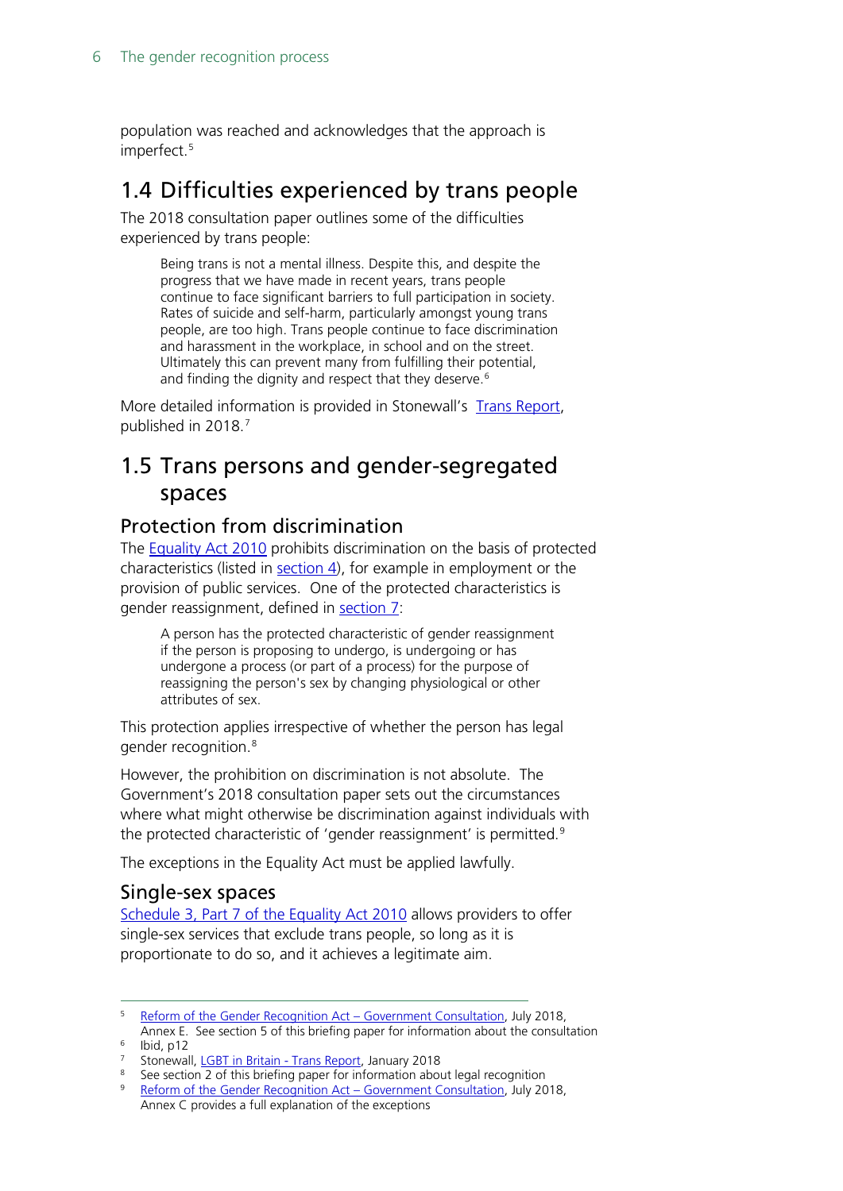population was reached and acknowledges that the approach is imperfect.[5]

## 1.4 Difficulties experienced by trans people

The 2018 consultation paper outlines some of the difficulties experienced by trans people:

> Being trans is not a mental illness. Despite this, and despite the progress that we have made in recent years, trans people continue to face significant barriers to full participation in society. Rates of suicide and self-harm, particularly amongst young trans people, are too high. Trans people continue to face discrimination and harassment in the workplace, in school and on the street. Ultimately this can prevent many from fulfilling their potential, and finding the dignity and respect that they deserve.[6]

More detailed information is provided in Stonewall's Trans Report, published in 2018.[7]

## 1.5 Trans persons and gender-segregated spaces

### Protection from discrimination

The Equality Act 2010 prohibits discrimination on the basis of protected characteristics (listed in section 4), for example in employment or the provision of public services. One of the protected characteristics is gender reassignment, defined in section 7:

> A person has the protected characteristic of gender reassignment if the person is proposing to undergo, is undergoing or has undergone a process (or part of a process) for the purpose of reassigning the person's sex by changing physiological or other attributes of sex.

This protection applies irrespective of whether the person has legal gender recognition.[8]

However, the prohibition on discrimination is not absolute. The Government's 2018 consultation paper sets out the circumstances where what might otherwise be discrimination against individuals with the protected characteristic of 'gender reassignment' is permitted.[9]

The exceptions in the Equality Act must be applied lawfully.

### Single-sex spaces

Schedule 3, Part 7 of the Equality Act 2010 allows providers to offer single-sex services that exclude trans people, so long as it is proportionate to do so, and it achieves a legitimate aim.

---

[5] Reform of the Gender Recognition Act – Government Consultation, July 2018, Annex E. See section 5 of this briefing paper for information about the consultation

[6] Ibid, p12

[7] Stonewall, LGBT in Britain - Trans Report, January 2018

[8] See section 2 of this briefing paper for information about legal recognition

[9] Reform of the Gender Recognition Act – Government Consultation, July 2018, Annex C provides a full explanation of the exceptions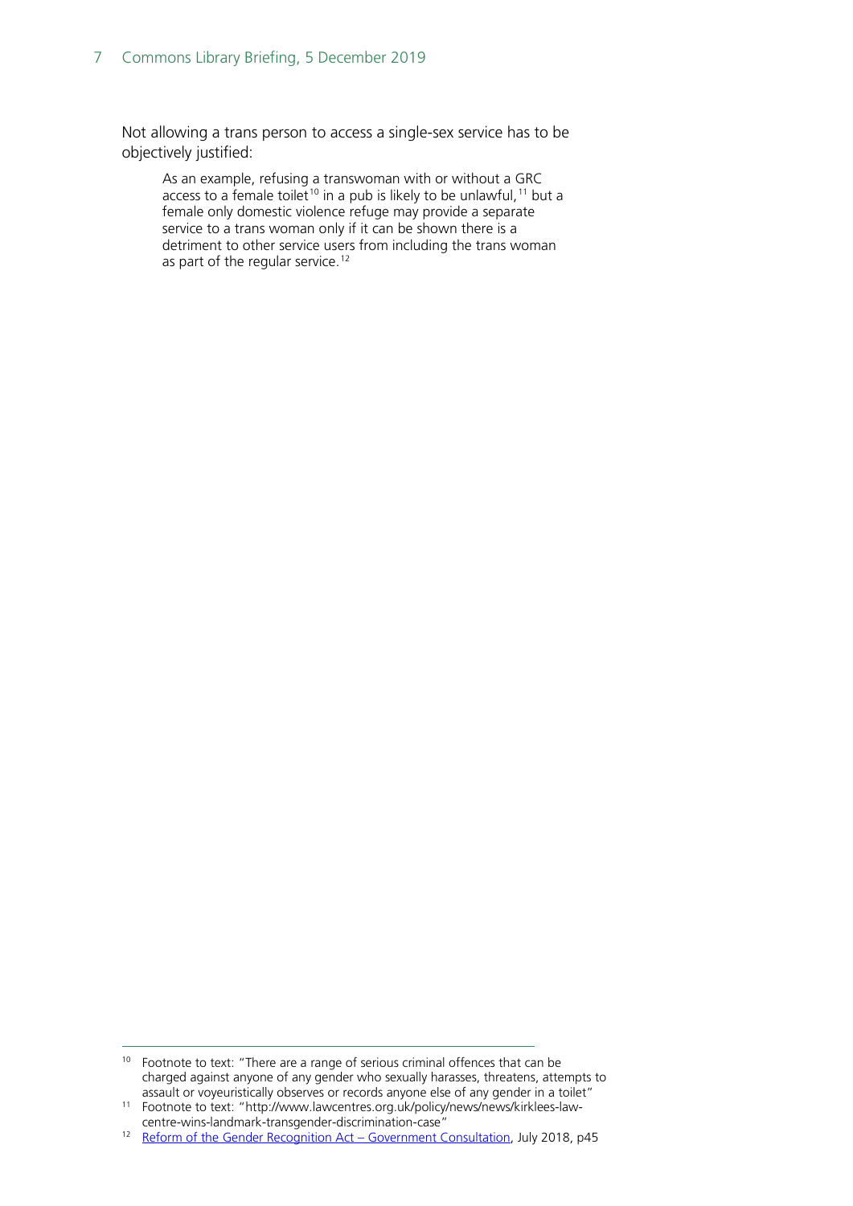Not allowing a trans person to access a single-sex service has to be objectively justified:

> As an example, refusing a transwoman with or without a GRC access to a female toilet[10] in a pub is likely to be unlawful,[11] but a female only domestic violence refuge may provide a separate service to a trans woman only if it can be shown there is a detriment to other service users from including the trans woman as part of the regular service.[12]

---

[10] Footnote to text: "There are a range of serious criminal offences that can be charged against anyone of any gender who sexually harasses, threatens, attempts to assault or voyeuristically observes or records anyone else of any gender in a toilet"

[11] Footnote to text: "http://www.lawcentres.org.uk/policy/news/news/kirklees-law-centre-wins-landmark-transgender-discrimination-case"

[12] Reform of the Gender Recognition Act – Government Consultation, July 2018, p45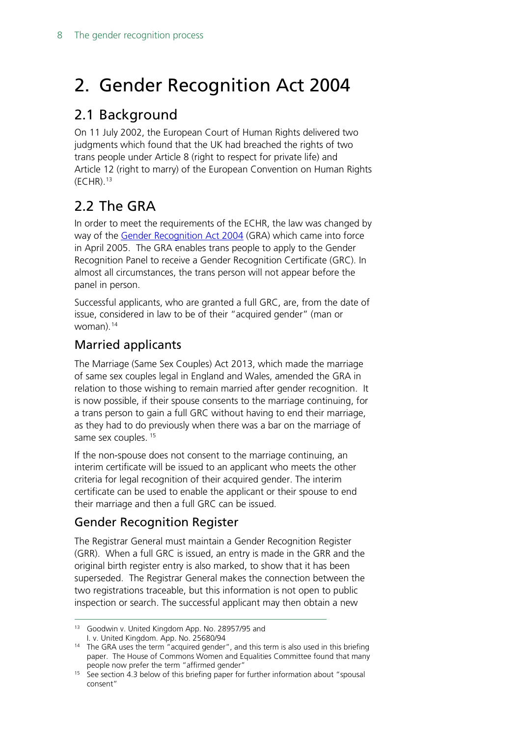# 2. Gender Recognition Act 2004

## 2.1 Background

On 11 July 2002, the European Court of Human Rights delivered two judgments which found that the UK had breached the rights of two trans people under Article 8 (right to respect for private life) and Article 12 (right to marry) of the European Convention on Human Rights (ECHR).[13]

## 2.2 The GRA

In order to meet the requirements of the ECHR, the law was changed by way of the Gender Recognition Act 2004 (GRA) which came into force in April 2005. The GRA enables trans people to apply to the Gender Recognition Panel to receive a Gender Recognition Certificate (GRC). In almost all circumstances, the trans person will not appear before the panel in person.

Successful applicants, who are granted a full GRC, are, from the date of issue, considered in law to be of their "acquired gender" (man or woman).[14]

### Married applicants

The Marriage (Same Sex Couples) Act 2013, which made the marriage of same sex couples legal in England and Wales, amended the GRA in relation to those wishing to remain married after gender recognition. It is now possible, if their spouse consents to the marriage continuing, for a trans person to gain a full GRC without having to end their marriage, as they had to do previously when there was a bar on the marriage of same sex couples. [15]

If the non-spouse does not consent to the marriage continuing, an interim certificate will be issued to an applicant who meets the other criteria for legal recognition of their acquired gender. The interim certificate can be used to enable the applicant or their spouse to end their marriage and then a full GRC can be issued.

### Gender Recognition Register

The Registrar General must maintain a Gender Recognition Register (GRR). When a full GRC is issued, an entry is made in the GRR and the original birth register entry is also marked, to show that it has been superseded. The Registrar General makes the connection between the two registrations traceable, but this information is not open to public inspection or search. The successful applicant may then obtain a new

---

[13] Goodwin v. United Kingdom App. No. 28957/95 and I. v. United Kingdom. App. No. 25680/94

[14] The GRA uses the term "acquired gender", and this term is also used in this briefing paper. The House of Commons Women and Equalities Committee found that many people now prefer the term "affirmed gender"

[15] See section 4.3 below of this briefing paper for further information about "spousal consent"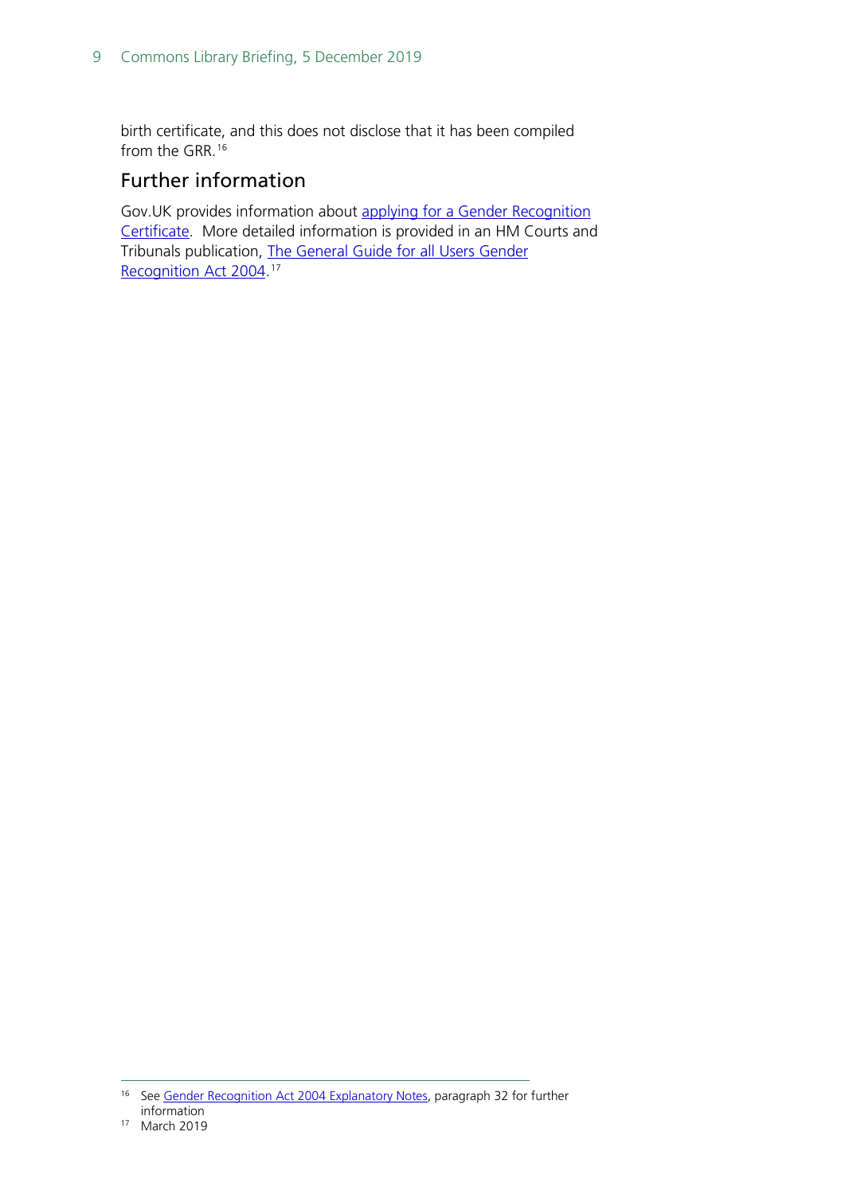birth certificate, and this does not disclose that it has been compiled from the GRR.[16]

## Further information

Gov.UK provides information about applying for a Gender Recognition Certificate. More detailed information is provided in an HM Courts and Tribunals publication, The General Guide for all Users Gender Recognition Act 2004.[17]

---

[16] See Gender Recognition Act 2004 Explanatory Notes, paragraph 32 for further information

[17] March 2019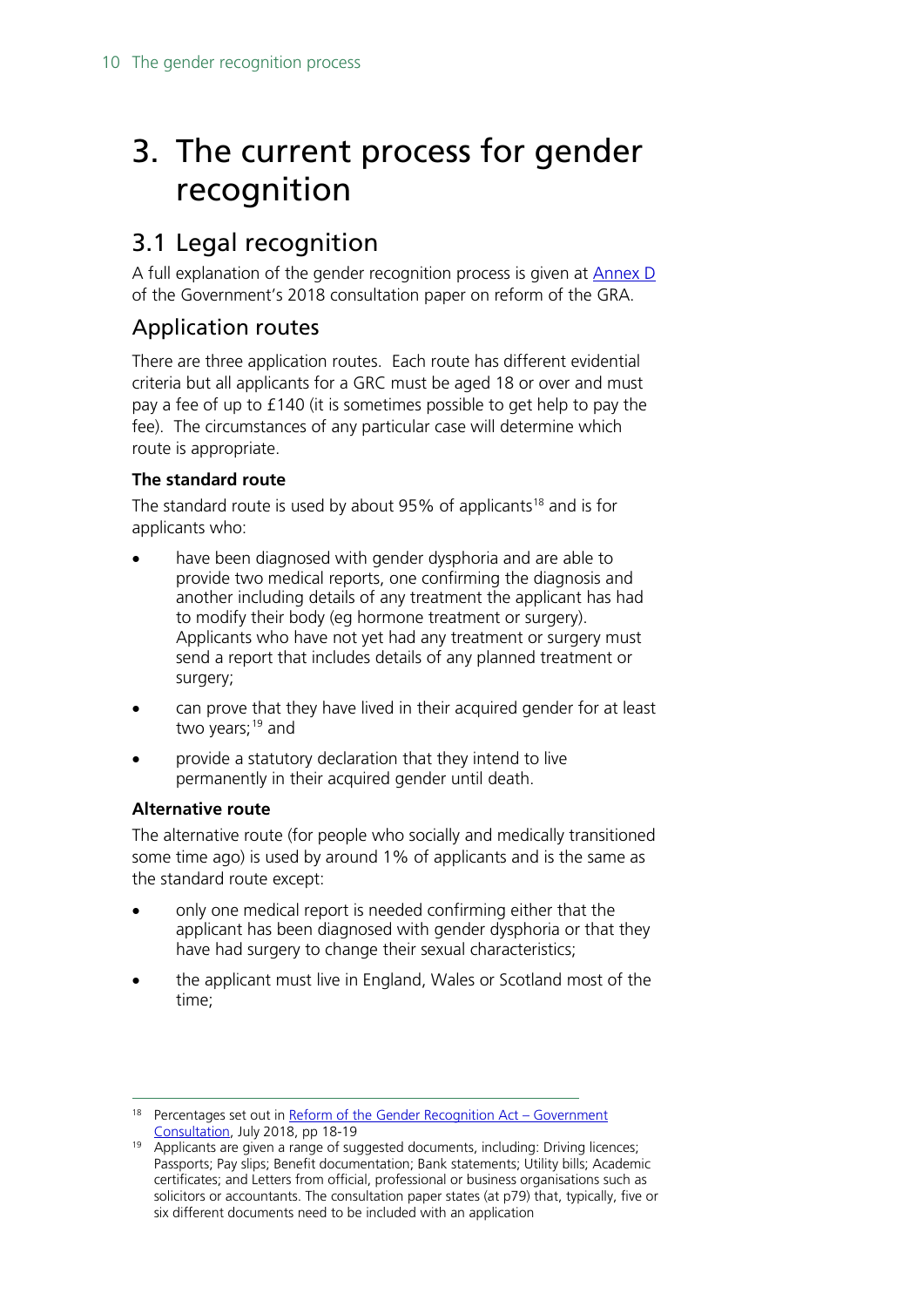# 3. The current process for gender recognition

## 3.1 Legal recognition

A full explanation of the gender recognition process is given at Annex D of the Government's 2018 consultation paper on reform of the GRA.

### Application routes

There are three application routes. Each route has different evidential criteria but all applicants for a GRC must be aged 18 or over and must pay a fee of up to £140 (it is sometimes possible to get help to pay the fee). The circumstances of any particular case will determine which route is appropriate.

**The standard route**

The standard route is used by about 95% of applicants[18] and is for applicants who:

- have been diagnosed with gender dysphoria and are able to provide two medical reports, one confirming the diagnosis and another including details of any treatment the applicant has had to modify their body (eg hormone treatment or surgery). Applicants who have not yet had any treatment or surgery must send a report that includes details of any planned treatment or surgery;
- can prove that they have lived in their acquired gender for at least two years;[19] and
- provide a statutory declaration that they intend to live permanently in their acquired gender until death.

**Alternative route**

The alternative route (for people who socially and medically transitioned some time ago) is used by around 1% of applicants and is the same as the standard route except:

- only one medical report is needed confirming either that the applicant has been diagnosed with gender dysphoria or that they have had surgery to change their sexual characteristics;
- the applicant must live in England, Wales or Scotland most of the time;

---

[18] Percentages set out in Reform of the Gender Recognition Act – Government Consultation, July 2018, pp 18-19

[19] Applicants are given a range of suggested documents, including: Driving licences; Passports; Pay slips; Benefit documentation; Bank statements; Utility bills; Academic certificates; and Letters from official, professional or business organisations such as solicitors or accountants. The consultation paper states (at p79) that, typically, five or six different documents need to be included with an application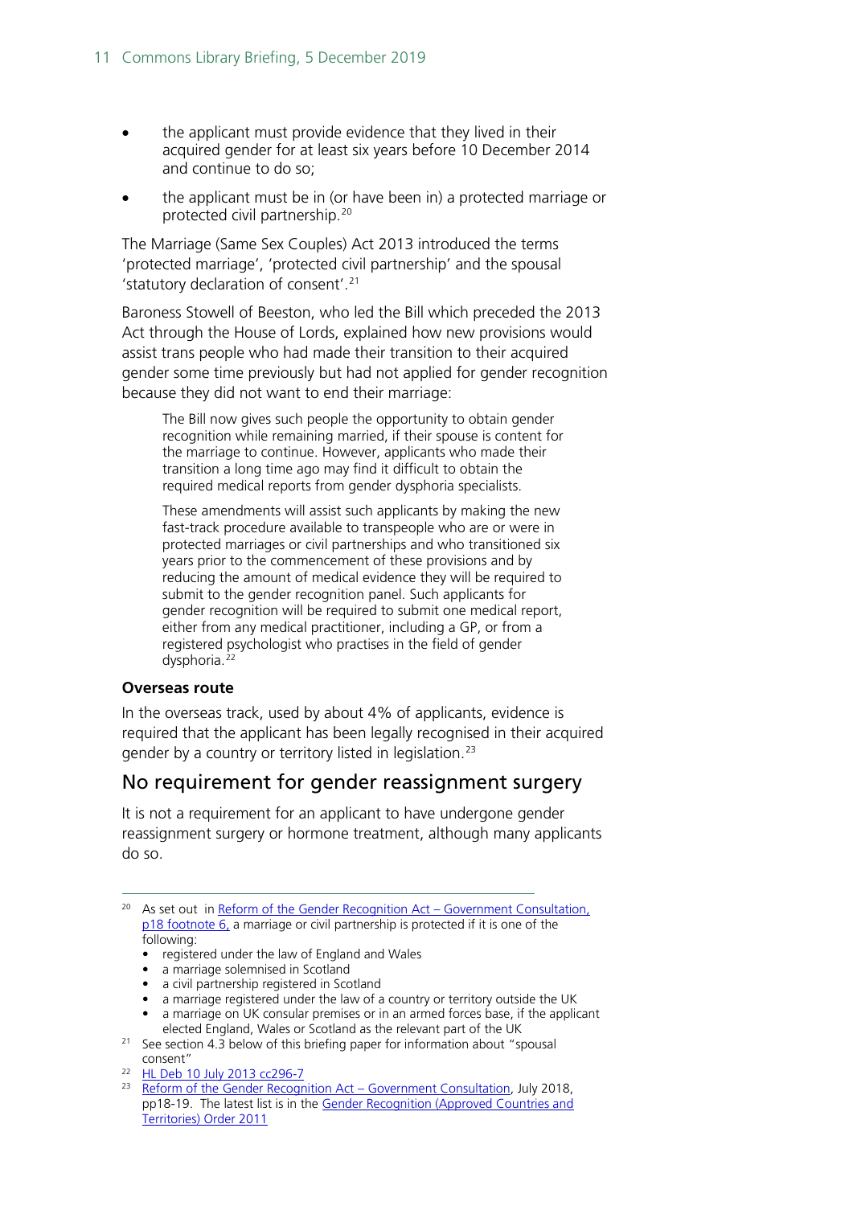- the applicant must provide evidence that they lived in their acquired gender for at least six years before 10 December 2014 and continue to do so;
- the applicant must be in (or have been in) a protected marriage or protected civil partnership.[20]

The Marriage (Same Sex Couples) Act 2013 introduced the terms 'protected marriage', 'protected civil partnership' and the spousal 'statutory declaration of consent'.[21]

Baroness Stowell of Beeston, who led the Bill which preceded the 2013 Act through the House of Lords, explained how new provisions would assist trans people who had made their transition to their acquired gender some time previously but had not applied for gender recognition because they did not want to end their marriage:

> The Bill now gives such people the opportunity to obtain gender recognition while remaining married, if their spouse is content for the marriage to continue. However, applicants who made their transition a long time ago may find it difficult to obtain the required medical reports from gender dysphoria specialists.
>
> These amendments will assist such applicants by making the new fast-track procedure available to transpeople who are or were in protected marriages or civil partnerships and who transitioned six years prior to the commencement of these provisions and by reducing the amount of medical evidence they will be required to submit to the gender recognition panel. Such applicants for gender recognition will be required to submit one medical report, either from any medical practitioner, including a GP, or from a registered psychologist who practises in the field of gender dysphoria.[22]

**Overseas route**

In the overseas track, used by about 4% of applicants, evidence is required that the applicant has been legally recognised in their acquired gender by a country or territory listed in legislation.[23]

## No requirement for gender reassignment surgery

It is not a requirement for an applicant to have undergone gender reassignment surgery or hormone treatment, although many applicants do so.

---

[20] As set out in Reform of the Gender Recognition Act – Government Consultation, p18 footnote 6, a marriage or civil partnership is protected if it is one of the following:
- registered under the law of England and Wales
- a marriage solemnised in Scotland
- a civil partnership registered in Scotland
- a marriage registered under the law of a country or territory outside the UK
- a marriage on UK consular premises or in an armed forces base, if the applicant elected England, Wales or Scotland as the relevant part of the UK

[21] See section 4.3 below of this briefing paper for information about "spousal consent"

[22] HL Deb 10 July 2013 cc296-7

[23] Reform of the Gender Recognition Act – Government Consultation, July 2018, pp18-19. The latest list is in the Gender Recognition (Approved Countries and Territories) Order 2011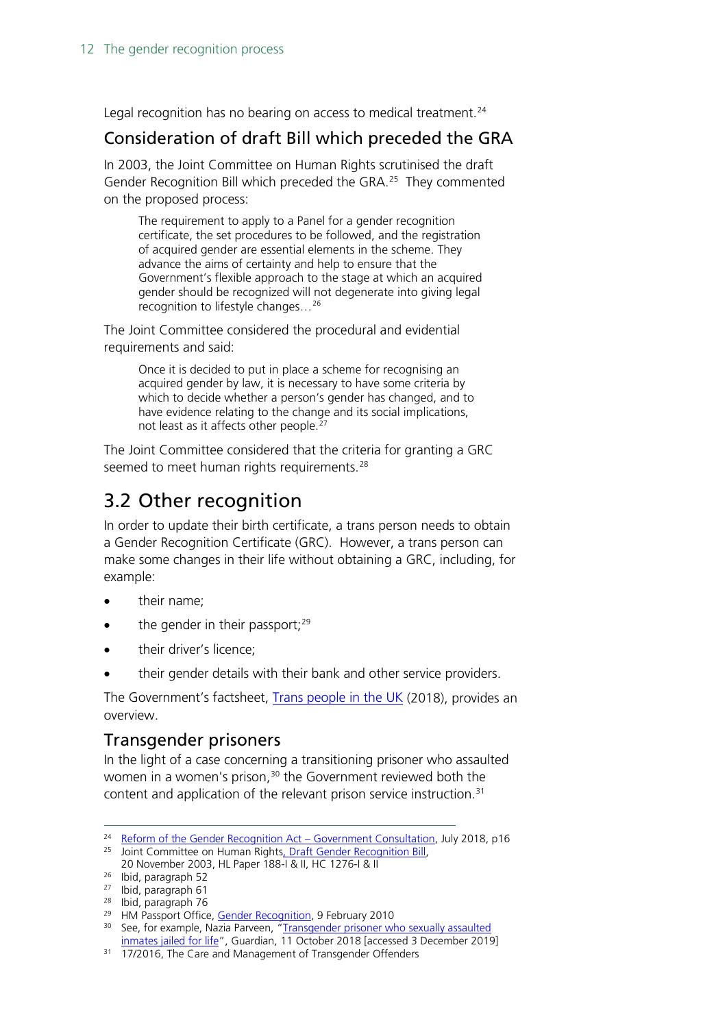Legal recognition has no bearing on access to medical treatment.[24]

### Consideration of draft Bill which preceded the GRA

In 2003, the Joint Committee on Human Rights scrutinised the draft Gender Recognition Bill which preceded the GRA.[25] They commented on the proposed process:

> The requirement to apply to a Panel for a gender recognition certificate, the set procedures to be followed, and the registration of acquired gender are essential elements in the scheme. They advance the aims of certainty and help to ensure that the Government's flexible approach to the stage at which an acquired gender should be recognized will not degenerate into giving legal recognition to lifestyle changes…[26]

The Joint Committee considered the procedural and evidential requirements and said:

> Once it is decided to put in place a scheme for recognising an acquired gender by law, it is necessary to have some criteria by which to decide whether a person's gender has changed, and to have evidence relating to the change and its social implications, not least as it affects other people.[27]

The Joint Committee considered that the criteria for granting a GRC seemed to meet human rights requirements.[28]

## 3.2 Other recognition

In order to update their birth certificate, a trans person needs to obtain a Gender Recognition Certificate (GRC). However, a trans person can make some changes in their life without obtaining a GRC, including, for example:

- their name;
- the gender in their passport;[29]
- their driver's licence;
- their gender details with their bank and other service providers.

The Government's factsheet, Trans people in the UK (2018), provides an overview.

### Transgender prisoners

In the light of a case concerning a transitioning prisoner who assaulted women in a women's prison,[30] the Government reviewed both the content and application of the relevant prison service instruction.[31]

---

[24] Reform of the Gender Recognition Act – Government Consultation, July 2018, p16

[25] Joint Committee on Human Rights, Draft Gender Recognition Bill, 20 November 2003, HL Paper 188-I & II, HC 1276-I & II

[26] Ibid, paragraph 52

[27] Ibid, paragraph 61

[28] Ibid, paragraph 76

[29] HM Passport Office, Gender Recognition, 9 February 2010

[30] See, for example, Nazia Parveen, "Transgender prisoner who sexually assaulted inmates jailed for life", Guardian, 11 October 2018 [accessed 3 December 2019]

[31] 17/2016, The Care and Management of Transgender Offenders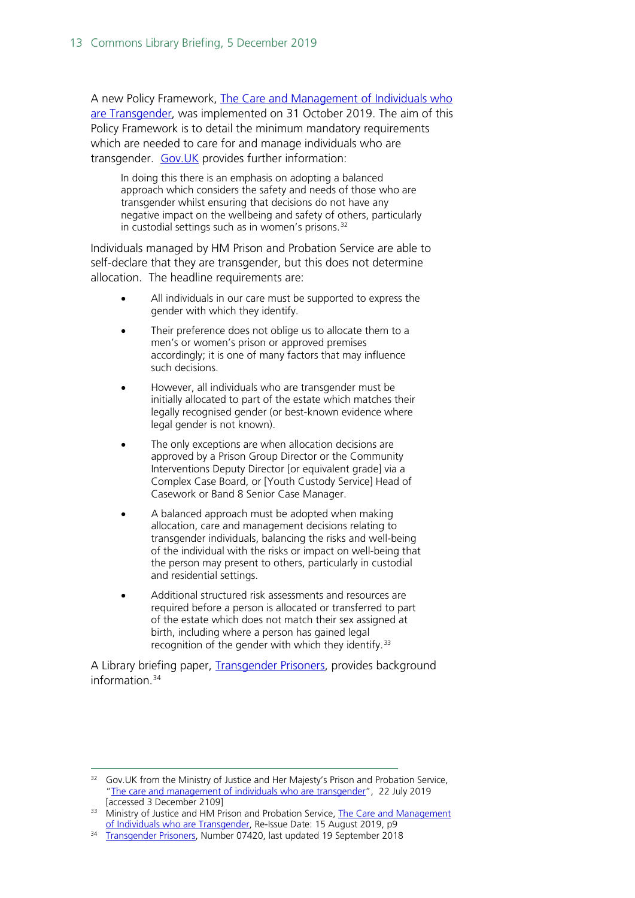A new Policy Framework, [The Care and Management of Individuals who are Transgender](), was implemented on 31 October 2019. The aim of this Policy Framework is to detail the minimum mandatory requirements which are needed to care for and manage individuals who are transgender. [Gov.UK]() provides further information:

> In doing this there is an emphasis on adopting a balanced approach which considers the safety and needs of those who are transgender whilst ensuring that decisions do not have any negative impact on the wellbeing and safety of others, particularly in custodial settings such as in women's prisons.[32]

Individuals managed by HM Prison and Probation Service are able to self-declare that they are transgender, but this does not determine allocation. The headline requirements are:

> - All individuals in our care must be supported to express the gender with which they identify.
> - Their preference does not oblige us to allocate them to a men's or women's prison or approved premises accordingly; it is one of many factors that may influence such decisions.
> - However, all individuals who are transgender must be initially allocated to part of the estate which matches their legally recognised gender (or best-known evidence where legal gender is not known).
> - The only exceptions are when allocation decisions are approved by a Prison Group Director or the Community Interventions Deputy Director [or equivalent grade] via a Complex Case Board, or [Youth Custody Service] Head of Casework or Band 8 Senior Case Manager.
> - A balanced approach must be adopted when making allocation, care and management decisions relating to transgender individuals, balancing the risks and well-being of the individual with the risks or impact on well-being that the person may present to others, particularly in custodial and residential settings.
> - Additional structured risk assessments and resources are required before a person is allocated or transferred to part of the estate which does not match their sex assigned at birth, including where a person has gained legal recognition of the gender with which they identify.[33]

A Library briefing paper, [Transgender Prisoners](), provides background information.[34]

---

[32] Gov.UK from the Ministry of Justice and Her Majesty's Prison and Probation Service, "[The care and management of individuals who are transgender]()", 22 July 2019 [accessed 3 December 2109]

[33] Ministry of Justice and HM Prison and Probation Service, [The Care and Management of Individuals who are Transgender](), Re-Issue Date: 15 August 2019, p9

[34] [Transgender Prisoners](), Number 07420, last updated 19 September 2018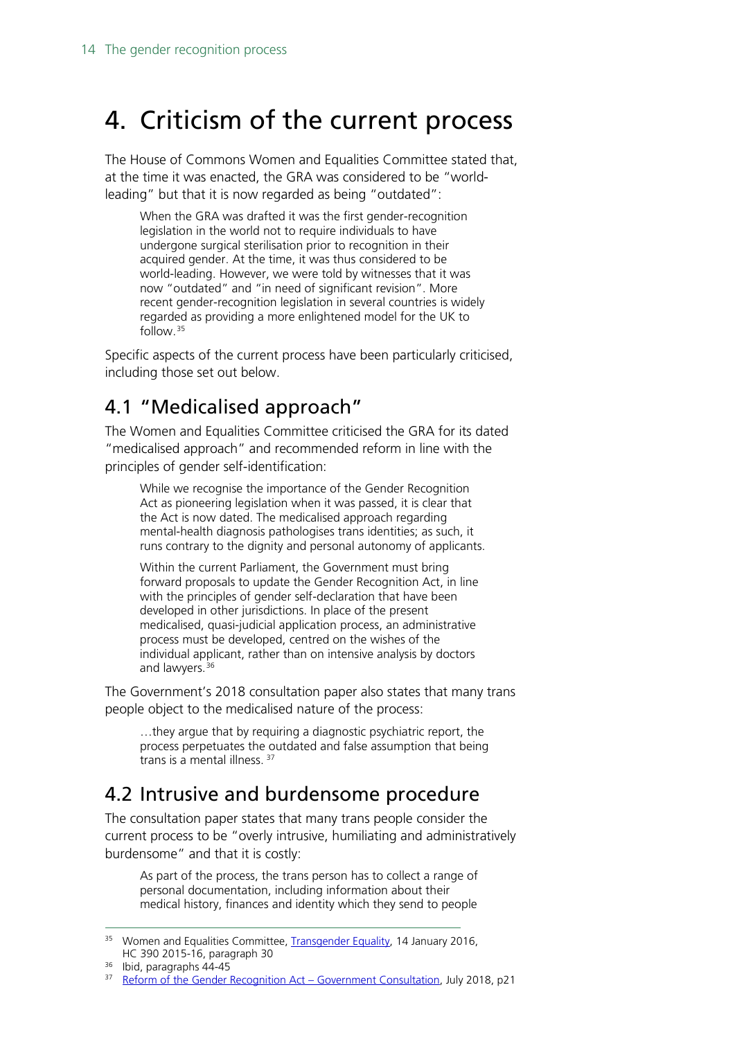# 4. Criticism of the current process

The House of Commons Women and Equalities Committee stated that, at the time it was enacted, the GRA was considered to be "world-leading" but that it is now regarded as being "outdated":

> When the GRA was drafted it was the first gender-recognition legislation in the world not to require individuals to have undergone surgical sterilisation prior to recognition in their acquired gender. At the time, it was thus considered to be world-leading. However, we were told by witnesses that it was now "outdated" and "in need of significant revision". More recent gender-recognition legislation in several countries is widely regarded as providing a more enlightened model for the UK to follow.[35]

Specific aspects of the current process have been particularly criticised, including those set out below.

## 4.1 "Medicalised approach"

The Women and Equalities Committee criticised the GRA for its dated "medicalised approach" and recommended reform in line with the principles of gender self-identification:

> While we recognise the importance of the Gender Recognition Act as pioneering legislation when it was passed, it is clear that the Act is now dated. The medicalised approach regarding mental-health diagnosis pathologises trans identities; as such, it runs contrary to the dignity and personal autonomy of applicants.
>
> Within the current Parliament, the Government must bring forward proposals to update the Gender Recognition Act, in line with the principles of gender self-declaration that have been developed in other jurisdictions. In place of the present medicalised, quasi-judicial application process, an administrative process must be developed, centred on the wishes of the individual applicant, rather than on intensive analysis by doctors and lawyers.[36]

The Government's 2018 consultation paper also states that many trans people object to the medicalised nature of the process:

> …they argue that by requiring a diagnostic psychiatric report, the process perpetuates the outdated and false assumption that being trans is a mental illness.[37]

## 4.2 Intrusive and burdensome procedure

The consultation paper states that many trans people consider the current process to be "overly intrusive, humiliating and administratively burdensome" and that it is costly:

> As part of the process, the trans person has to collect a range of personal documentation, including information about their medical history, finances and identity which they send to people

---

[35] Women and Equalities Committee, Transgender Equality, 14 January 2016, HC 390 2015-16, paragraph 30

[36] Ibid, paragraphs 44-45

[37] Reform of the Gender Recognition Act – Government Consultation, July 2018, p21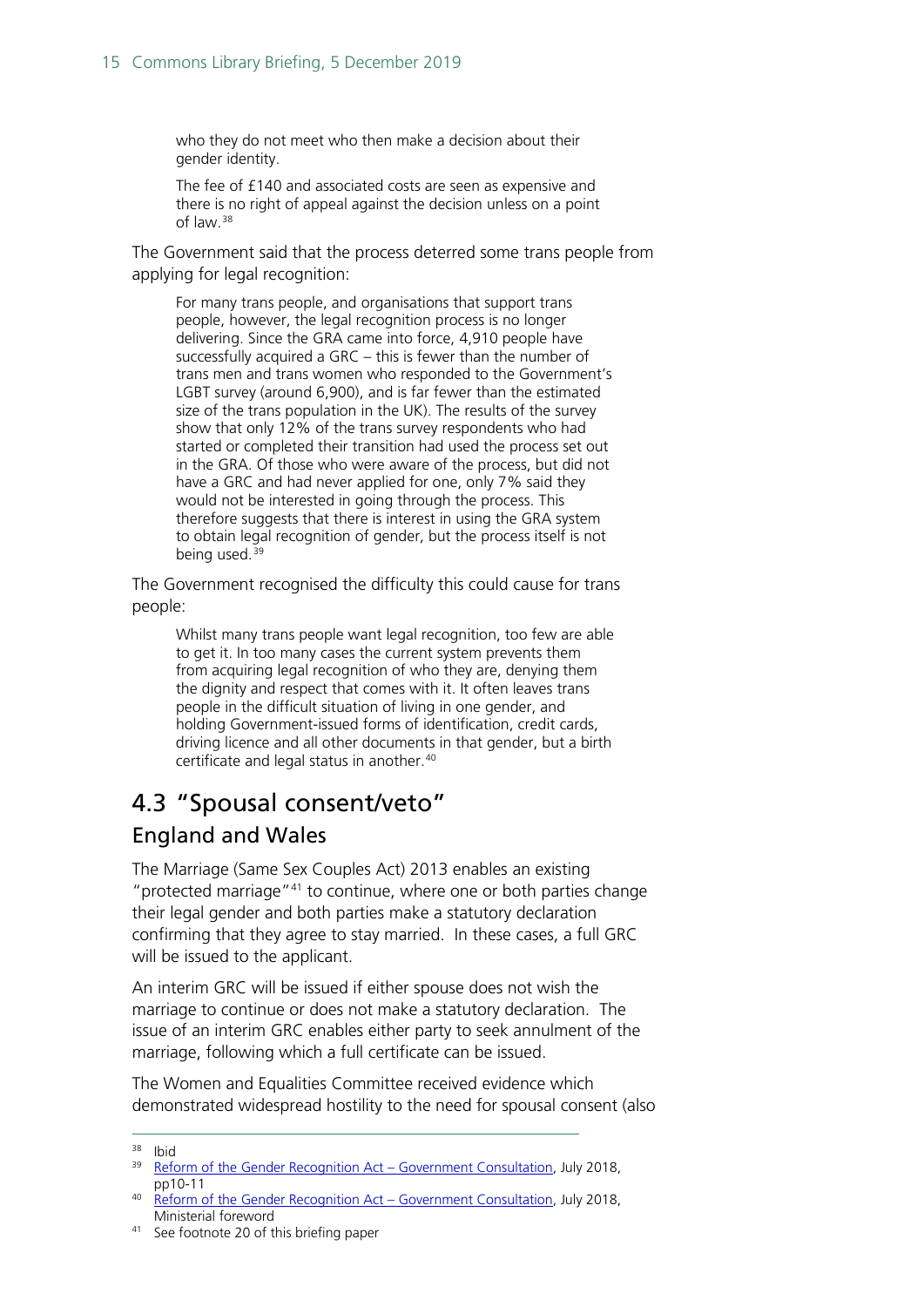> who they do not meet who then make a decision about their gender identity.
>
> The fee of £140 and associated costs are seen as expensive and there is no right of appeal against the decision unless on a point of law.[38]

The Government said that the process deterred some trans people from applying for legal recognition:

> For many trans people, and organisations that support trans people, however, the legal recognition process is no longer delivering. Since the GRA came into force, 4,910 people have successfully acquired a GRC – this is fewer than the number of trans men and trans women who responded to the Government's LGBT survey (around 6,900), and is far fewer than the estimated size of the trans population in the UK). The results of the survey show that only 12% of the trans survey respondents who had started or completed their transition had used the process set out in the GRA. Of those who were aware of the process, but did not have a GRC and had never applied for one, only 7% said they would not be interested in going through the process. This therefore suggests that there is interest in using the GRA system to obtain legal recognition of gender, but the process itself is not being used.[39]

The Government recognised the difficulty this could cause for trans people:

> Whilst many trans people want legal recognition, too few are able to get it. In too many cases the current system prevents them from acquiring legal recognition of who they are, denying them the dignity and respect that comes with it. It often leaves trans people in the difficult situation of living in one gender, and holding Government-issued forms of identification, credit cards, driving licence and all other documents in that gender, but a birth certificate and legal status in another.[40]

## 4.3 "Spousal consent/veto"

### England and Wales

The Marriage (Same Sex Couples Act) 2013 enables an existing "protected marriage"[41] to continue, where one or both parties change their legal gender and both parties make a statutory declaration confirming that they agree to stay married. In these cases, a full GRC will be issued to the applicant.

An interim GRC will be issued if either spouse does not wish the marriage to continue or does not make a statutory declaration. The issue of an interim GRC enables either party to seek annulment of the marriage, following which a full certificate can be issued.

The Women and Equalities Committee received evidence which demonstrated widespread hostility to the need for spousal consent (also

---

[38] Ibid

[39] Reform of the Gender Recognition Act – Government Consultation, July 2018, pp10-11

[40] Reform of the Gender Recognition Act – Government Consultation, July 2018, Ministerial foreword

[41] See footnote 20 of this briefing paper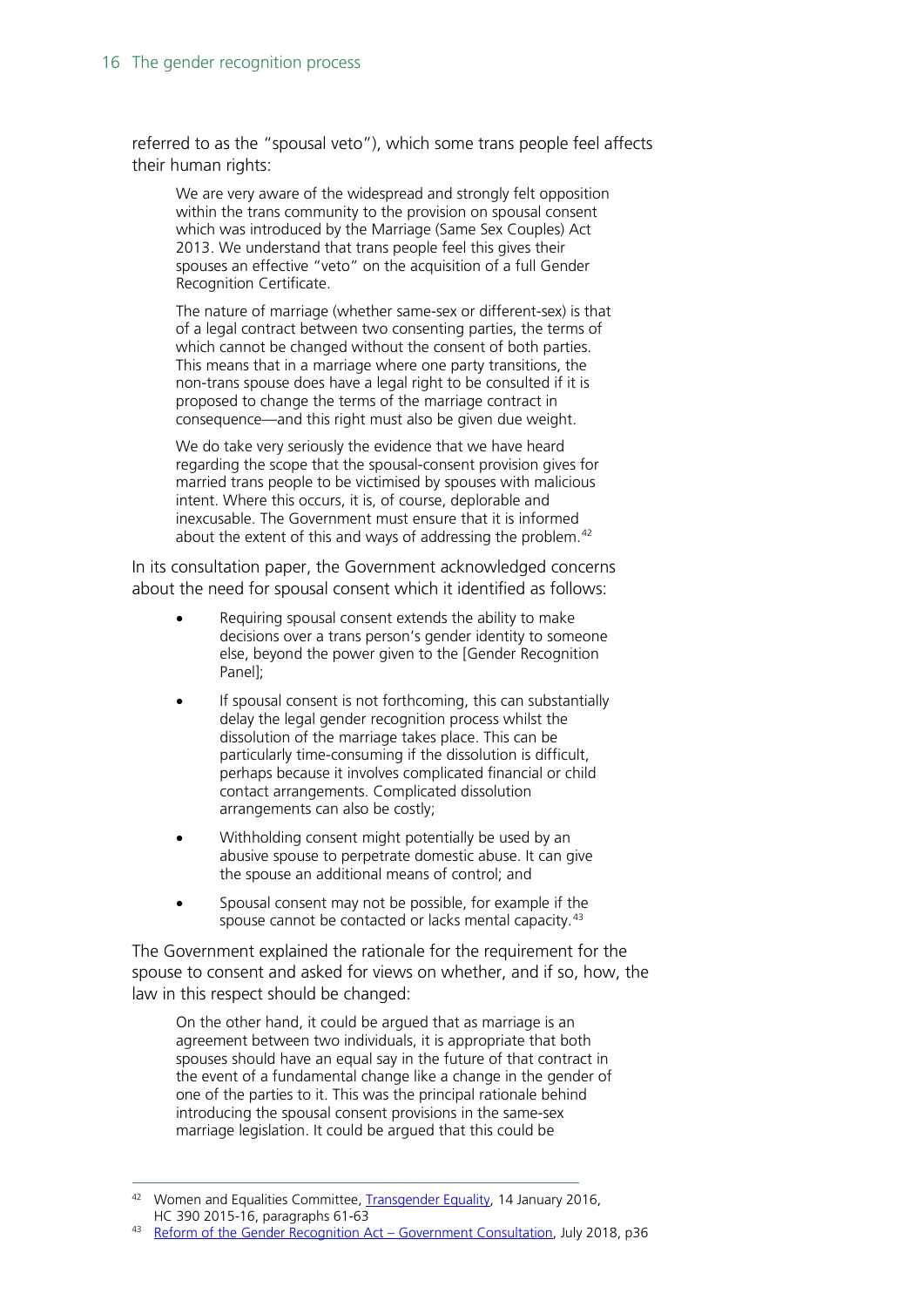referred to as the "spousal veto"), which some trans people feel affects their human rights:

> We are very aware of the widespread and strongly felt opposition within the trans community to the provision on spousal consent which was introduced by the Marriage (Same Sex Couples) Act 2013. We understand that trans people feel this gives their spouses an effective "veto" on the acquisition of a full Gender Recognition Certificate.
>
> The nature of marriage (whether same-sex or different-sex) is that of a legal contract between two consenting parties, the terms of which cannot be changed without the consent of both parties. This means that in a marriage where one party transitions, the non-trans spouse does have a legal right to be consulted if it is proposed to change the terms of the marriage contract in consequence—and this right must also be given due weight.
>
> We do take very seriously the evidence that we have heard regarding the scope that the spousal-consent provision gives for married trans people to be victimised by spouses with malicious intent. Where this occurs, it is, of course, deplorable and inexcusable. The Government must ensure that it is informed about the extent of this and ways of addressing the problem.[42]

In its consultation paper, the Government acknowledged concerns about the need for spousal consent which it identified as follows:

- Requiring spousal consent extends the ability to make decisions over a trans person's gender identity to someone else, beyond the power given to the [Gender Recognition Panel];
- If spousal consent is not forthcoming, this can substantially delay the legal gender recognition process whilst the dissolution of the marriage takes place. This can be particularly time-consuming if the dissolution is difficult, perhaps because it involves complicated financial or child contact arrangements. Complicated dissolution arrangements can also be costly;
- Withholding consent might potentially be used by an abusive spouse to perpetrate domestic abuse. It can give the spouse an additional means of control; and
- Spousal consent may not be possible, for example if the spouse cannot be contacted or lacks mental capacity.[43]

The Government explained the rationale for the requirement for the spouse to consent and asked for views on whether, and if so, how, the law in this respect should be changed:

> On the other hand, it could be argued that as marriage is an agreement between two individuals, it is appropriate that both spouses should have an equal say in the future of that contract in the event of a fundamental change like a change in the gender of one of the parties to it. This was the principal rationale behind introducing the spousal consent provisions in the same-sex marriage legislation. It could be argued that this could be

---

[42] Women and Equalities Committee, Transgender Equality, 14 January 2016, HC 390 2015-16, paragraphs 61-63

[43] Reform of the Gender Recognition Act – Government Consultation, July 2018, p36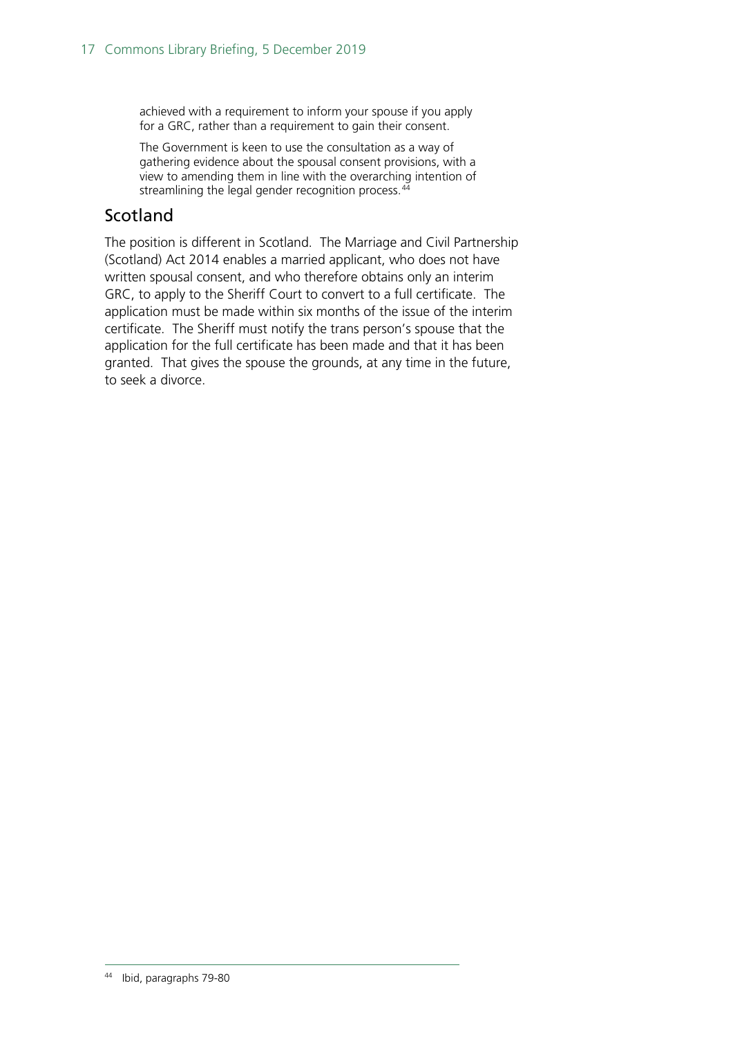> achieved with a requirement to inform your spouse if you apply for a GRC, rather than a requirement to gain their consent.
>
> The Government is keen to use the consultation as a way of gathering evidence about the spousal consent provisions, with a view to amending them in line with the overarching intention of streamlining the legal gender recognition process.[44]

## Scotland

The position is different in Scotland. The Marriage and Civil Partnership (Scotland) Act 2014 enables a married applicant, who does not have written spousal consent, and who therefore obtains only an interim GRC, to apply to the Sheriff Court to convert to a full certificate. The application must be made within six months of the issue of the interim certificate. The Sheriff must notify the trans person's spouse that the application for the full certificate has been made and that it has been granted. That gives the spouse the grounds, at any time in the future, to seek a divorce.

---

[44] Ibid, paragraphs 79-80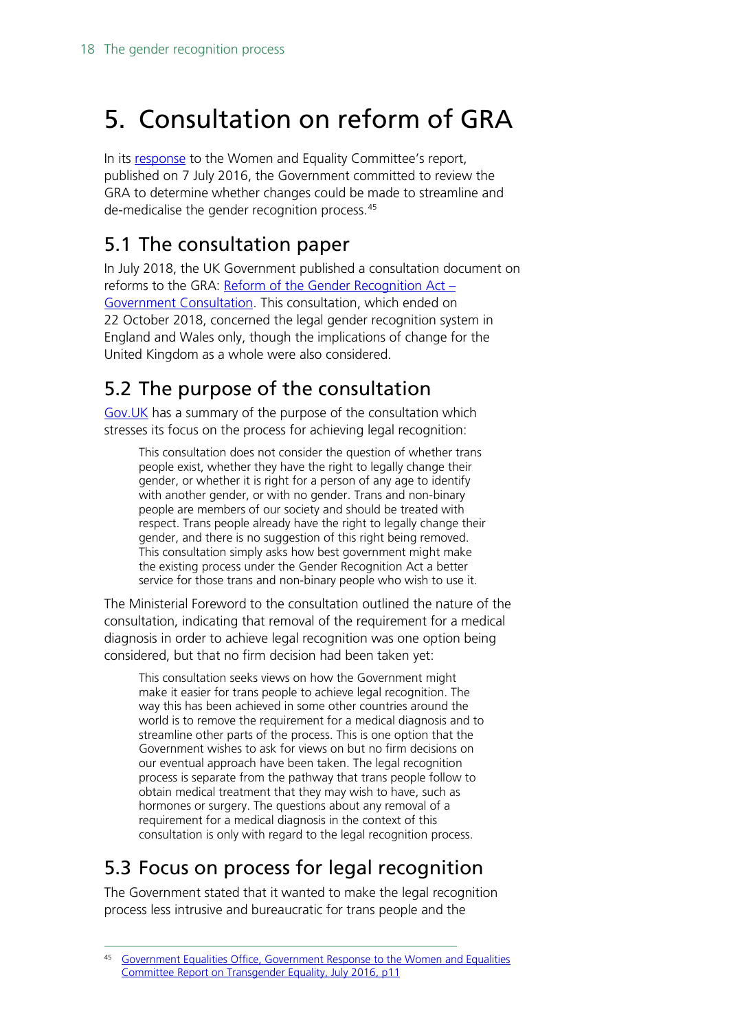# 5. Consultation on reform of GRA

In its response to the Women and Equality Committee's report, published on 7 July 2016, the Government committed to review the GRA to determine whether changes could be made to streamline and de-medicalise the gender recognition process.[45]

## 5.1 The consultation paper

In July 2018, the UK Government published a consultation document on reforms to the GRA: Reform of the Gender Recognition Act – Government Consultation. This consultation, which ended on 22 October 2018, concerned the legal gender recognition system in England and Wales only, though the implications of change for the United Kingdom as a whole were also considered.

## 5.2 The purpose of the consultation

Gov.UK has a summary of the purpose of the consultation which stresses its focus on the process for achieving legal recognition:

> This consultation does not consider the question of whether trans people exist, whether they have the right to legally change their gender, or whether it is right for a person of any age to identify with another gender, or with no gender. Trans and non-binary people are members of our society and should be treated with respect. Trans people already have the right to legally change their gender, and there is no suggestion of this right being removed. This consultation simply asks how best government might make the existing process under the Gender Recognition Act a better service for those trans and non-binary people who wish to use it.

The Ministerial Foreword to the consultation outlined the nature of the consultation, indicating that removal of the requirement for a medical diagnosis in order to achieve legal recognition was one option being considered, but that no firm decision had been taken yet:

> This consultation seeks views on how the Government might make it easier for trans people to achieve legal recognition. The way this has been achieved in some other countries around the world is to remove the requirement for a medical diagnosis and to streamline other parts of the process. This is one option that the Government wishes to ask for views on but no firm decisions on our eventual approach have been taken. The legal recognition process is separate from the pathway that trans people follow to obtain medical treatment that they may wish to have, such as hormones or surgery. The questions about any removal of a requirement for a medical diagnosis in the context of this consultation is only with regard to the legal recognition process.

## 5.3 Focus on process for legal recognition

The Government stated that it wanted to make the legal recognition process less intrusive and bureaucratic for trans people and the

[45] Government Equalities Office, Government Response to the Women and Equalities Committee Report on Transgender Equality, July 2016, p11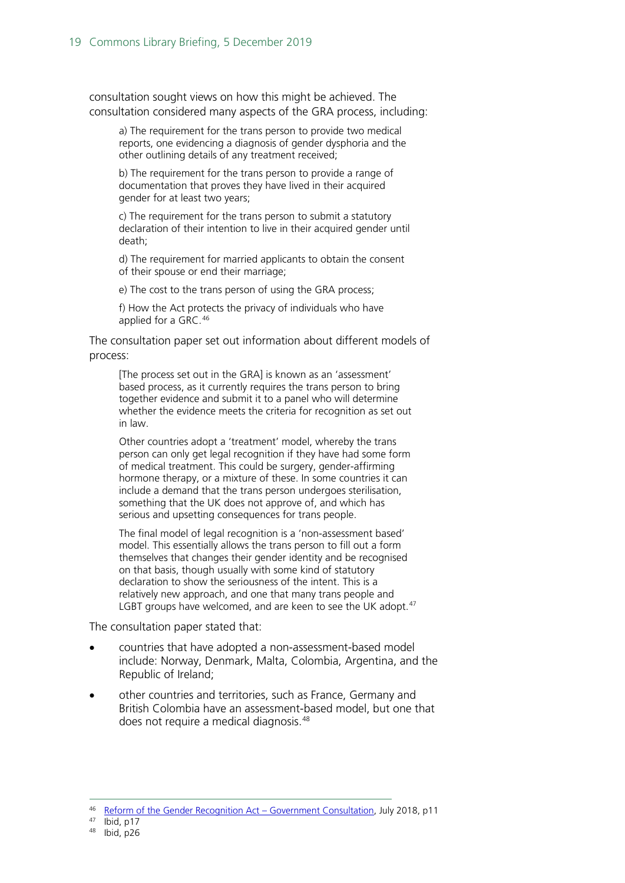consultation sought views on how this might be achieved. The consultation considered many aspects of the GRA process, including:

> a) The requirement for the trans person to provide two medical reports, one evidencing a diagnosis of gender dysphoria and the other outlining details of any treatment received;
>
> b) The requirement for the trans person to provide a range of documentation that proves they have lived in their acquired gender for at least two years;
>
> c) The requirement for the trans person to submit a statutory declaration of their intention to live in their acquired gender until death;
>
> d) The requirement for married applicants to obtain the consent of their spouse or end their marriage;
>
> e) The cost to the trans person of using the GRA process;
>
> f) How the Act protects the privacy of individuals who have applied for a GRC.[46]

The consultation paper set out information about different models of process:

> [The process set out in the GRA] is known as an 'assessment' based process, as it currently requires the trans person to bring together evidence and submit it to a panel who will determine whether the evidence meets the criteria for recognition as set out in law.
>
> Other countries adopt a 'treatment' model, whereby the trans person can only get legal recognition if they have had some form of medical treatment. This could be surgery, gender-affirming hormone therapy, or a mixture of these. In some countries it can include a demand that the trans person undergoes sterilisation, something that the UK does not approve of, and which has serious and upsetting consequences for trans people.
>
> The final model of legal recognition is a 'non-assessment based' model. This essentially allows the trans person to fill out a form themselves that changes their gender identity and be recognised on that basis, though usually with some kind of statutory declaration to show the seriousness of the intent. This is a relatively new approach, and one that many trans people and LGBT groups have welcomed, and are keen to see the UK adopt.[47]

The consultation paper stated that:

- countries that have adopted a non-assessment-based model include: Norway, Denmark, Malta, Colombia, Argentina, and the Republic of Ireland;
- other countries and territories, such as France, Germany and British Colombia have an assessment-based model, but one that does not require a medical diagnosis.[48]

---

[46] Reform of the Gender Recognition Act – Government Consultation, July 2018, p11
[47] Ibid, p17
[48] Ibid, p26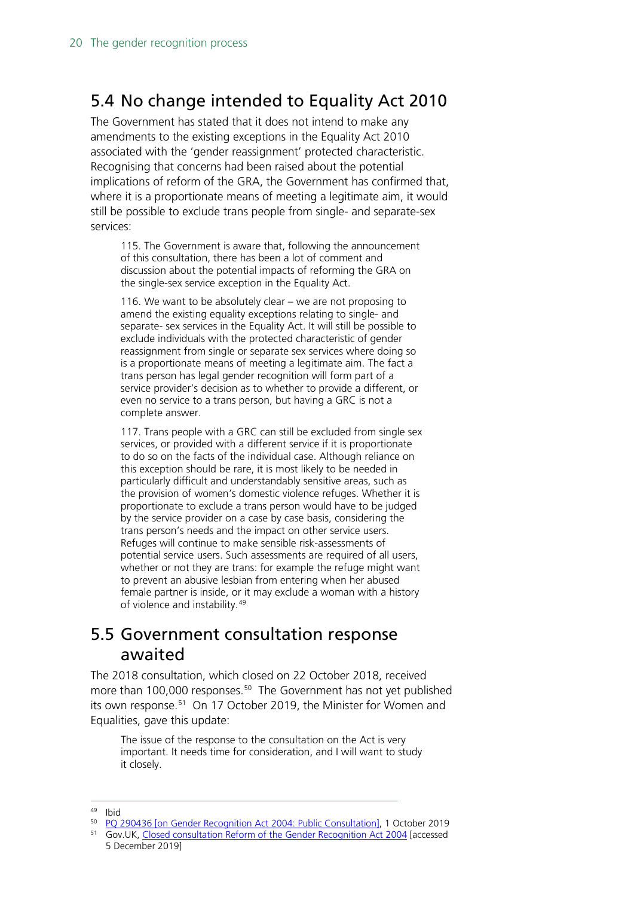## 5.4 No change intended to Equality Act 2010

The Government has stated that it does not intend to make any amendments to the existing exceptions in the Equality Act 2010 associated with the 'gender reassignment' protected characteristic. Recognising that concerns had been raised about the potential implications of reform of the GRA, the Government has confirmed that, where it is a proportionate means of meeting a legitimate aim, it would still be possible to exclude trans people from single- and separate-sex services:

> 115. The Government is aware that, following the announcement of this consultation, there has been a lot of comment and discussion about the potential impacts of reforming the GRA on the single-sex service exception in the Equality Act.
>
> 116. We want to be absolutely clear – we are not proposing to amend the existing equality exceptions relating to single- and separate- sex services in the Equality Act. It will still be possible to exclude individuals with the protected characteristic of gender reassignment from single or separate sex services where doing so is a proportionate means of meeting a legitimate aim. The fact a trans person has legal gender recognition will form part of a service provider's decision as to whether to provide a different, or even no service to a trans person, but having a GRC is not a complete answer.
>
> 117. Trans people with a GRC can still be excluded from single sex services, or provided with a different service if it is proportionate to do so on the facts of the individual case. Although reliance on this exception should be rare, it is most likely to be needed in particularly difficult and understandably sensitive areas, such as the provision of women's domestic violence refuges. Whether it is proportionate to exclude a trans person would have to be judged by the service provider on a case by case basis, considering the trans person's needs and the impact on other service users. Refuges will continue to make sensible risk-assessments of potential service users. Such assessments are required of all users, whether or not they are trans: for example the refuge might want to prevent an abusive lesbian from entering when her abused female partner is inside, or it may exclude a woman with a history of violence and instability.[49]

## 5.5 Government consultation response awaited

The 2018 consultation, which closed on 22 October 2018, received more than 100,000 responses.[50] The Government has not yet published its own response.[51] On 17 October 2019, the Minister for Women and Equalities, gave this update:

> The issue of the response to the consultation on the Act is very important. It needs time for consideration, and I will want to study it closely.

---

[49] Ibid

[50] PQ 290436 [on Gender Recognition Act 2004: Public Consultation], 1 October 2019

[51] Gov.UK, Closed consultation Reform of the Gender Recognition Act 2004 [accessed 5 December 2019]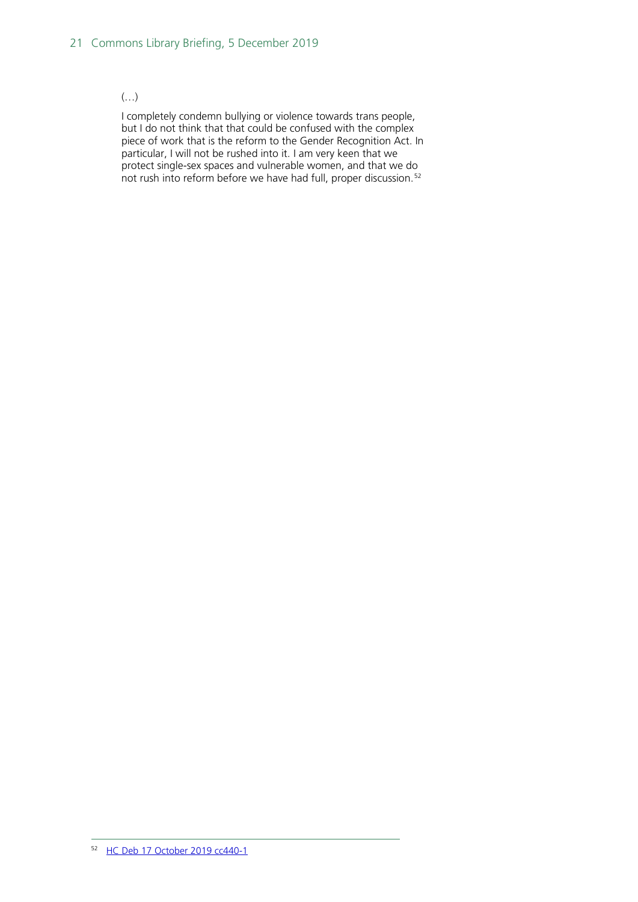> (…)
>
> I completely condemn bullying or violence towards trans people, but I do not think that that could be confused with the complex piece of work that is the reform to the Gender Recognition Act. In particular, I will not be rushed into it. I am very keen that we protect single-sex spaces and vulnerable women, and that we do not rush into reform before we have had full, proper discussion.[52]

---

[52] HC Deb 17 October 2019 cc440-1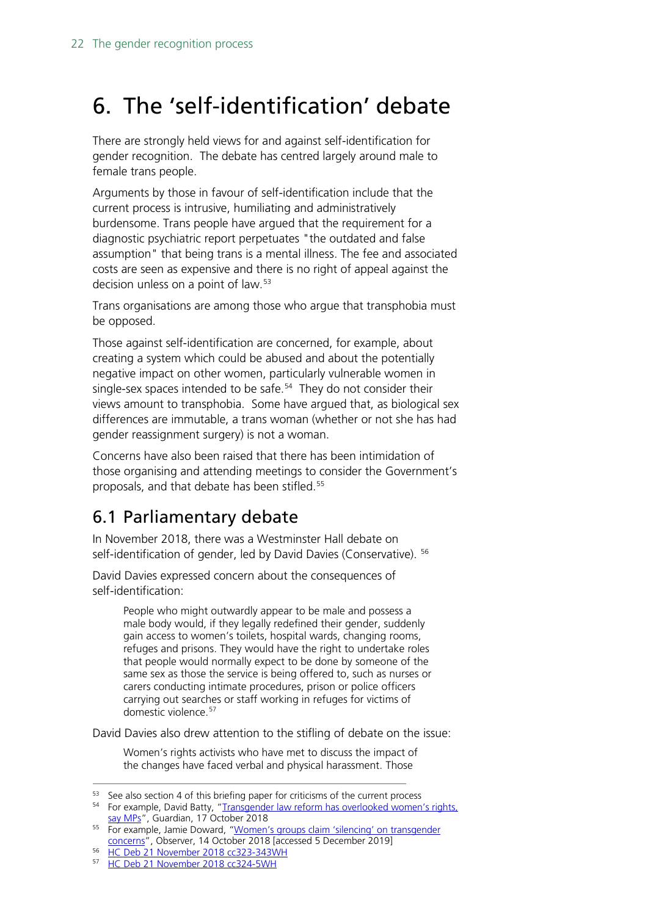# 6. The 'self-identification' debate

There are strongly held views for and against self-identification for gender recognition. The debate has centred largely around male to female trans people.

Arguments by those in favour of self-identification include that the current process is intrusive, humiliating and administratively burdensome. Trans people have argued that the requirement for a diagnostic psychiatric report perpetuates "the outdated and false assumption" that being trans is a mental illness. The fee and associated costs are seen as expensive and there is no right of appeal against the decision unless on a point of law.[53]

Trans organisations are among those who argue that transphobia must be opposed.

Those against self-identification are concerned, for example, about creating a system which could be abused and about the potentially negative impact on other women, particularly vulnerable women in single-sex spaces intended to be safe.[54] They do not consider their views amount to transphobia. Some have argued that, as biological sex differences are immutable, a trans woman (whether or not she has had gender reassignment surgery) is not a woman.

Concerns have also been raised that there has been intimidation of those organising and attending meetings to consider the Government's proposals, and that debate has been stifled.[55]

## 6.1 Parliamentary debate

In November 2018, there was a Westminster Hall debate on self-identification of gender, led by David Davies (Conservative).[56]

David Davies expressed concern about the consequences of self-identification:

> People who might outwardly appear to be male and possess a male body would, if they legally redefined their gender, suddenly gain access to women's toilets, hospital wards, changing rooms, refuges and prisons. They would have the right to undertake roles that people would normally expect to be done by someone of the same sex as those the service is being offered to, such as nurses or carers conducting intimate procedures, prison or police officers carrying out searches or staff working in refuges for victims of domestic violence.[57]

David Davies also drew attention to the stifling of debate on the issue:

> Women's rights activists who have met to discuss the impact of the changes have faced verbal and physical harassment. Those

---

[53] See also section 4 of this briefing paper for criticisms of the current process

[54] For example, David Batty, "Transgender law reform has overlooked women's rights, say MPs", Guardian, 17 October 2018

[55] For example, Jamie Doward, "Women's groups claim 'silencing' on transgender concerns", Observer, 14 October 2018 [accessed 5 December 2019]

[56] HC Deb 21 November 2018 cc323-343WH

[57] HC Deb 21 November 2018 cc324-5WH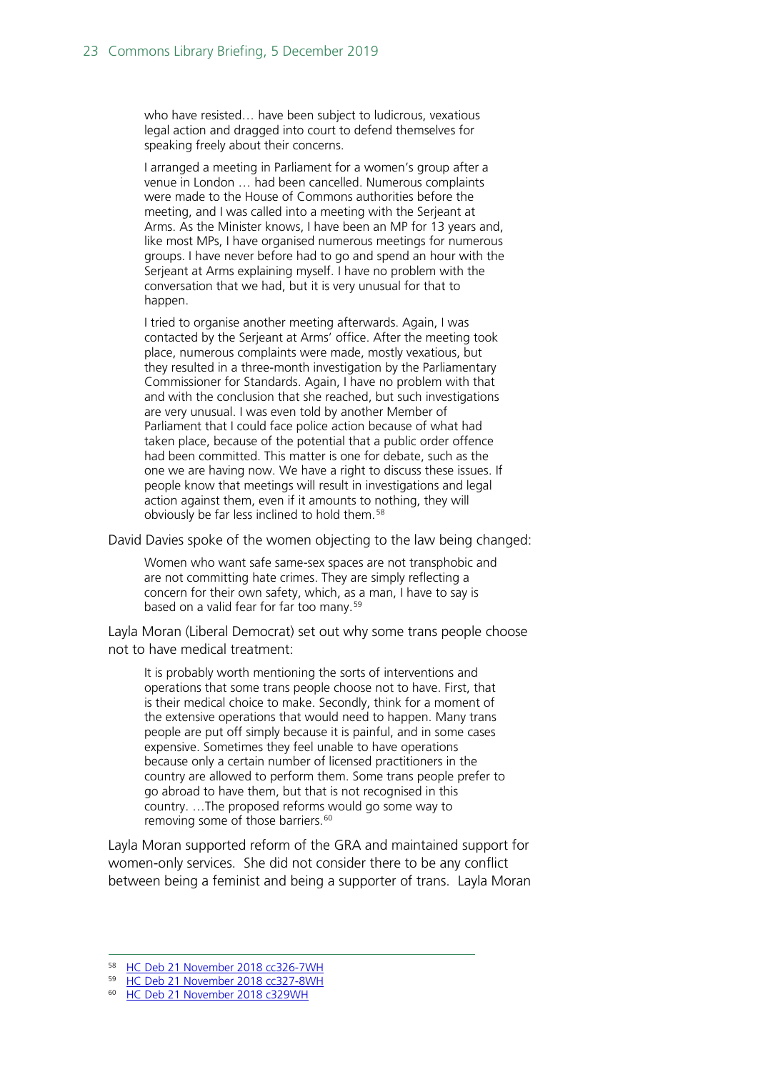> who have resisted… have been subject to ludicrous, vexatious legal action and dragged into court to defend themselves for speaking freely about their concerns.
>
> I arranged a meeting in Parliament for a women's group after a venue in London … had been cancelled. Numerous complaints were made to the House of Commons authorities before the meeting, and I was called into a meeting with the Serjeant at Arms. As the Minister knows, I have been an MP for 13 years and, like most MPs, I have organised numerous meetings for numerous groups. I have never before had to go and spend an hour with the Serjeant at Arms explaining myself. I have no problem with the conversation that we had, but it is very unusual for that to happen.
>
> I tried to organise another meeting afterwards. Again, I was contacted by the Serjeant at Arms' office. After the meeting took place, numerous complaints were made, mostly vexatious, but they resulted in a three-month investigation by the Parliamentary Commissioner for Standards. Again, I have no problem with that and with the conclusion that she reached, but such investigations are very unusual. I was even told by another Member of Parliament that I could face police action because of what had taken place, because of the potential that a public order offence had been committed. This matter is one for debate, such as the one we are having now. We have a right to discuss these issues. If people know that meetings will result in investigations and legal action against them, even if it amounts to nothing, they will obviously be far less inclined to hold them.[58]

David Davies spoke of the women objecting to the law being changed:

> Women who want safe same-sex spaces are not transphobic and are not committing hate crimes. They are simply reflecting a concern for their own safety, which, as a man, I have to say is based on a valid fear for far too many.[59]

Layla Moran (Liberal Democrat) set out why some trans people choose not to have medical treatment:

> It is probably worth mentioning the sorts of interventions and operations that some trans people choose not to have. First, that is their medical choice to make. Secondly, think for a moment of the extensive operations that would need to happen. Many trans people are put off simply because it is painful, and in some cases expensive. Sometimes they feel unable to have operations because only a certain number of licensed practitioners in the country are allowed to perform them. Some trans people prefer to go abroad to have them, but that is not recognised in this country. …The proposed reforms would go some way to removing some of those barriers.[60]

Layla Moran supported reform of the GRA and maintained support for women-only services. She did not consider there to be any conflict between being a feminist and being a supporter of trans. Layla Moran

---

[58] HC Deb 21 November 2018 cc326-7WH

[59] HC Deb 21 November 2018 cc327-8WH

[60] HC Deb 21 November 2018 c329WH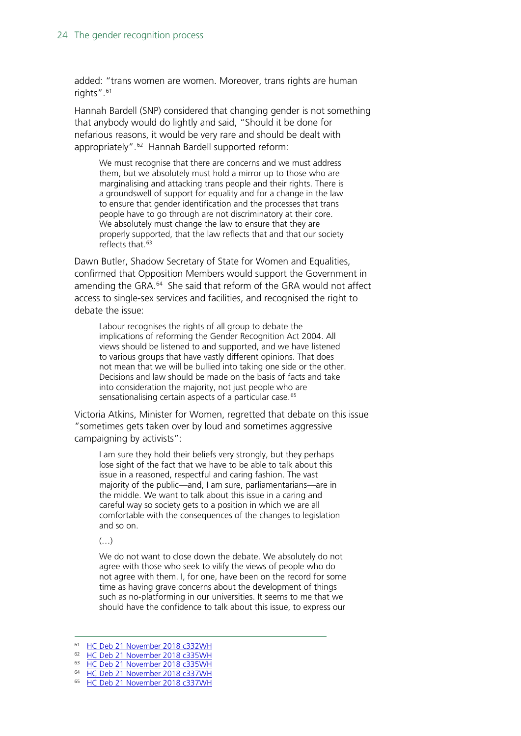added: "trans women are women. Moreover, trans rights are human rights".[61]

Hannah Bardell (SNP) considered that changing gender is not something that anybody would do lightly and said, "Should it be done for nefarious reasons, it would be very rare and should be dealt with appropriately".[62] Hannah Bardell supported reform:

> We must recognise that there are concerns and we must address them, but we absolutely must hold a mirror up to those who are marginalising and attacking trans people and their rights. There is a groundswell of support for equality and for a change in the law to ensure that gender identification and the processes that trans people have to go through are not discriminatory at their core. We absolutely must change the law to ensure that they are properly supported, that the law reflects that and that our society reflects that.[63]

Dawn Butler, Shadow Secretary of State for Women and Equalities, confirmed that Opposition Members would support the Government in amending the GRA.[64] She said that reform of the GRA would not affect access to single-sex services and facilities, and recognised the right to debate the issue:

> Labour recognises the rights of all group to debate the implications of reforming the Gender Recognition Act 2004. All views should be listened to and supported, and we have listened to various groups that have vastly different opinions. That does not mean that we will be bullied into taking one side or the other. Decisions and law should be made on the basis of facts and take into consideration the majority, not just people who are sensationalising certain aspects of a particular case.[65]

Victoria Atkins, Minister for Women, regretted that debate on this issue "sometimes gets taken over by loud and sometimes aggressive campaigning by activists":

> I am sure they hold their beliefs very strongly, but they perhaps lose sight of the fact that we have to be able to talk about this issue in a reasoned, respectful and caring fashion. The vast majority of the public—and, I am sure, parliamentarians—are in the middle. We want to talk about this issue in a caring and careful way so society gets to a position in which we are all comfortable with the consequences of the changes to legislation and so on.
>
> (…)
>
> We do not want to close down the debate. We absolutely do not agree with those who seek to vilify the views of people who do not agree with them. I, for one, have been on the record for some time as having grave concerns about the development of things such as no-platforming in our universities. It seems to me that we should have the confidence to talk about this issue, to express our

---

[61] HC Deb 21 November 2018 c332WH
[62] HC Deb 21 November 2018 c335WH
[63] HC Deb 21 November 2018 c335WH
[64] HC Deb 21 November 2018 c337WH
[65] HC Deb 21 November 2018 c337WH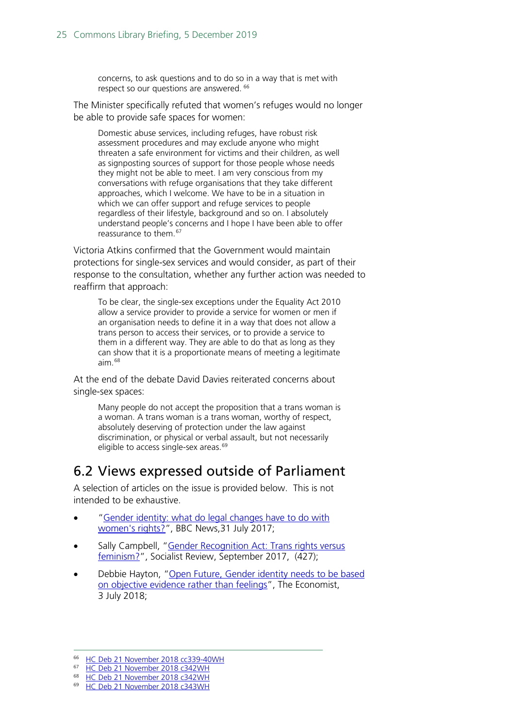> concerns, to ask questions and to do so in a way that is met with respect so our questions are answered. [66]

The Minister specifically refuted that women's refuges would no longer be able to provide safe spaces for women:

> Domestic abuse services, including refuges, have robust risk assessment procedures and may exclude anyone who might threaten a safe environment for victims and their children, as well as signposting sources of support for those people whose needs they might not be able to meet. I am very conscious from my conversations with refuge organisations that they take different approaches, which I welcome. We have to be in a situation in which we can offer support and refuge services to people regardless of their lifestyle, background and so on. I absolutely understand people's concerns and I hope I have been able to offer reassurance to them. [67]

Victoria Atkins confirmed that the Government would maintain protections for single-sex services and would consider, as part of their response to the consultation, whether any further action was needed to reaffirm that approach:

> To be clear, the single-sex exceptions under the Equality Act 2010 allow a service provider to provide a service for women or men if an organisation needs to define it in a way that does not allow a trans person to access their services, or to provide a service to them in a different way. They are able to do that as long as they can show that it is a proportionate means of meeting a legitimate aim. [68]

At the end of the debate David Davies reiterated concerns about single-sex spaces:

> Many people do not accept the proposition that a trans woman is a woman. A trans woman is a trans woman, worthy of respect, absolutely deserving of protection under the law against discrimination, or physical or verbal assault, but not necessarily eligible to access single-sex areas. [69]

## 6.2 Views expressed outside of Parliament

A selection of articles on the issue is provided below. This is not intended to be exhaustive.

- "Gender identity: what do legal changes have to do with women's rights?", BBC News, 31 July 2017;
- Sally Campbell, "Gender Recognition Act: Trans rights versus feminism?", Socialist Review, September 2017, (427);
- Debbie Hayton, "Open Future, Gender identity needs to be based on objective evidence rather than feelings", The Economist, 3 July 2018;

---

[66] HC Deb 21 November 2018 cc339-40WH

[67] HC Deb 21 November 2018 c342WH

[68] HC Deb 21 November 2018 c342WH

[69] HC Deb 21 November 2018 c343WH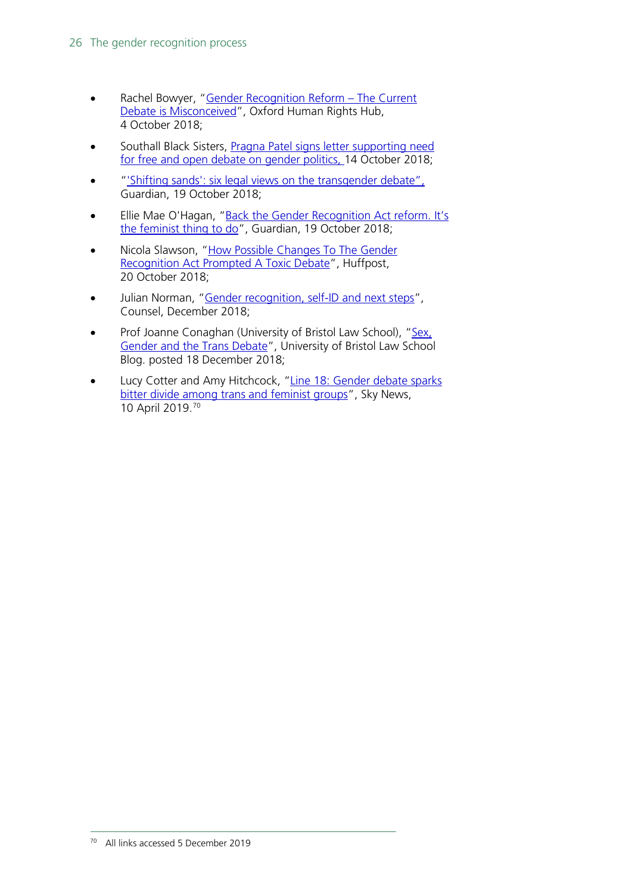- Rachel Bowyer, "Gender Recognition Reform – The Current Debate is Misconceived", Oxford Human Rights Hub, 4 October 2018;
- Southall Black Sisters, Pragna Patel signs letter supporting need for free and open debate on gender politics, 14 October 2018;
- "'Shifting sands': six legal views on the transgender debate", Guardian, 19 October 2018;
- Ellie Mae O'Hagan, "Back the Gender Recognition Act reform. It's the feminist thing to do", Guardian, 19 October 2018;
- Nicola Slawson, "How Possible Changes To The Gender Recognition Act Prompted A Toxic Debate", Huffpost, 20 October 2018;
- Julian Norman, "Gender recognition, self-ID and next steps", Counsel, December 2018;
- Prof Joanne Conaghan (University of Bristol Law School), "Sex, Gender and the Trans Debate", University of Bristol Law School Blog. posted 18 December 2018;
- Lucy Cotter and Amy Hitchcock, "Line 18: Gender debate sparks bitter divide among trans and feminist groups", Sky News, 10 April 2019.[70]

[70] All links accessed 5 December 2019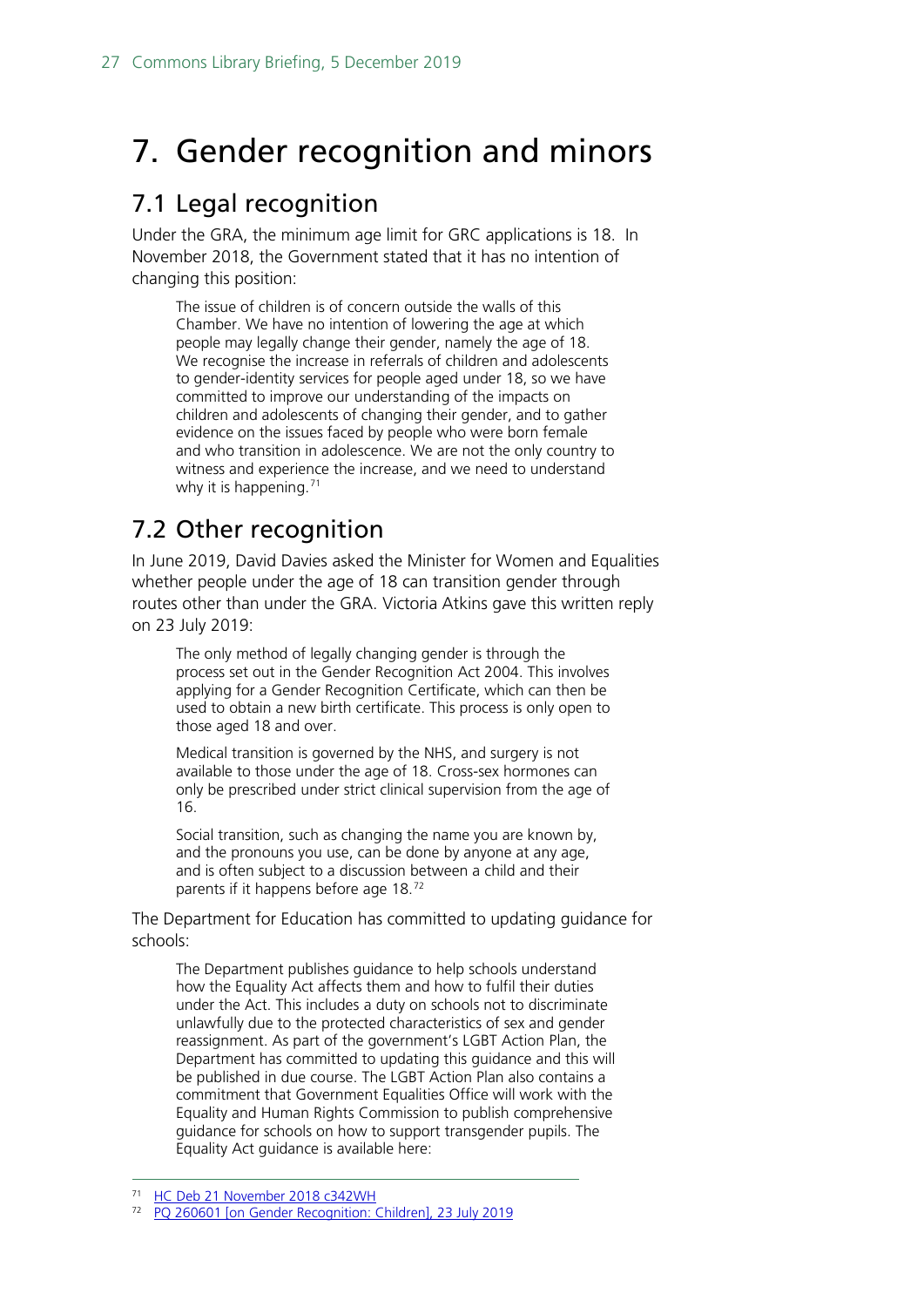# 7. Gender recognition and minors

## 7.1 Legal recognition

Under the GRA, the minimum age limit for GRC applications is 18. In November 2018, the Government stated that it has no intention of changing this position:

> The issue of children is of concern outside the walls of this Chamber. We have no intention of lowering the age at which people may legally change their gender, namely the age of 18. We recognise the increase in referrals of children and adolescents to gender-identity services for people aged under 18, so we have committed to improve our understanding of the impacts on children and adolescents of changing their gender, and to gather evidence on the issues faced by people who were born female and who transition in adolescence. We are not the only country to witness and experience the increase, and we need to understand why it is happening.[71]

## 7.2 Other recognition

In June 2019, David Davies asked the Minister for Women and Equalities whether people under the age of 18 can transition gender through routes other than under the GRA. Victoria Atkins gave this written reply on 23 July 2019:

> The only method of legally changing gender is through the process set out in the Gender Recognition Act 2004. This involves applying for a Gender Recognition Certificate, which can then be used to obtain a new birth certificate. This process is only open to those aged 18 and over.
>
> Medical transition is governed by the NHS, and surgery is not available to those under the age of 18. Cross-sex hormones can only be prescribed under strict clinical supervision from the age of 16.
>
> Social transition, such as changing the name you are known by, and the pronouns you use, can be done by anyone at any age, and is often subject to a discussion between a child and their parents if it happens before age 18.[72]

The Department for Education has committed to updating guidance for schools:

> The Department publishes guidance to help schools understand how the Equality Act affects them and how to fulfil their duties under the Act. This includes a duty on schools not to discriminate unlawfully due to the protected characteristics of sex and gender reassignment. As part of the government's LGBT Action Plan, the Department has committed to updating this guidance and this will be published in due course. The LGBT Action Plan also contains a commitment that Government Equalities Office will work with the Equality and Human Rights Commission to publish comprehensive guidance for schools on how to support transgender pupils. The Equality Act guidance is available here:

---

[71] HC Deb 21 November 2018 c342WH

[72] PQ 260601 [on Gender Recognition: Children], 23 July 2019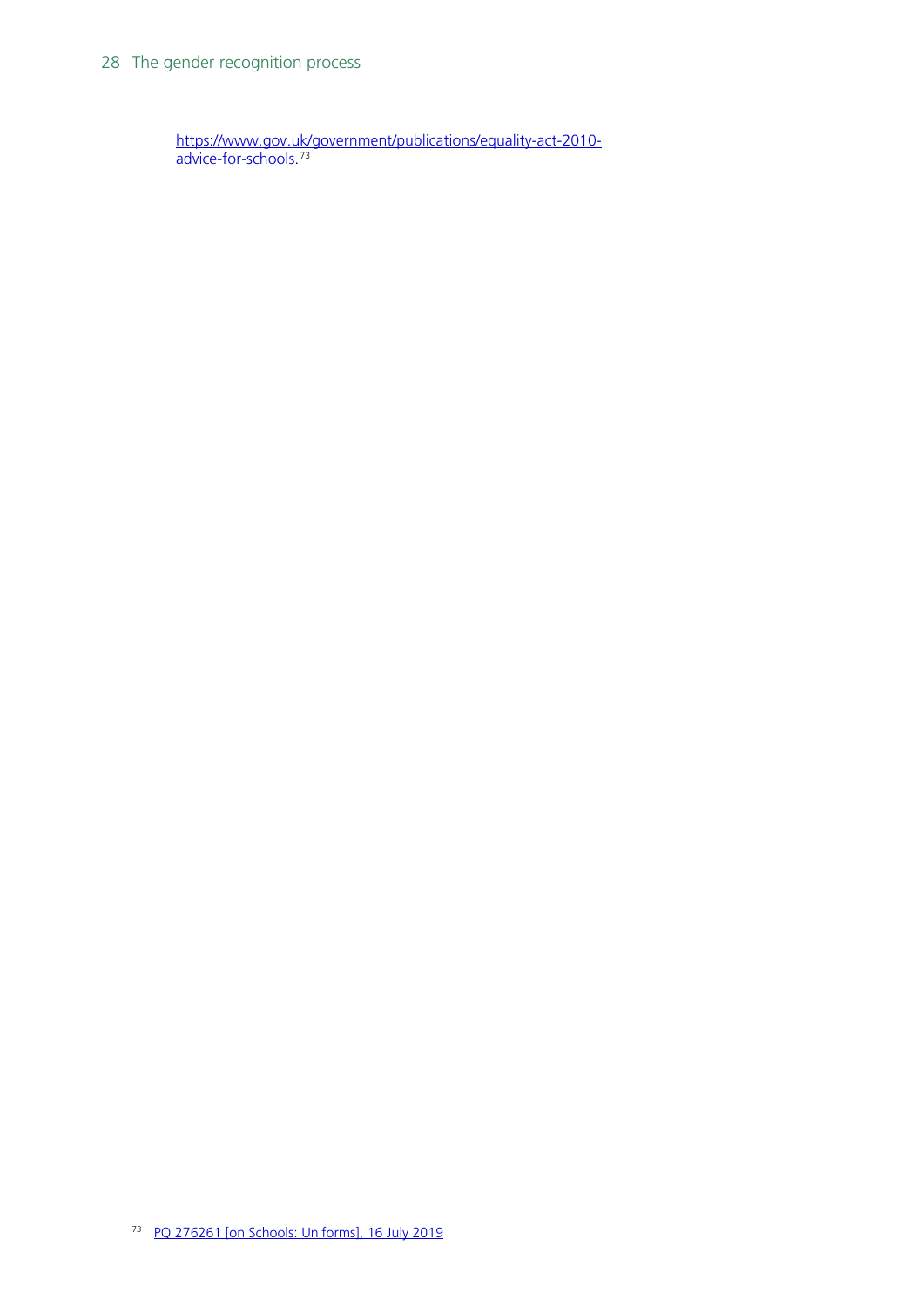https://www.gov.uk/government/publications/equality-act-2010-advice-for-schools.[73]

---

[73] PQ 276261 [on Schools: Uniforms], 16 July 2019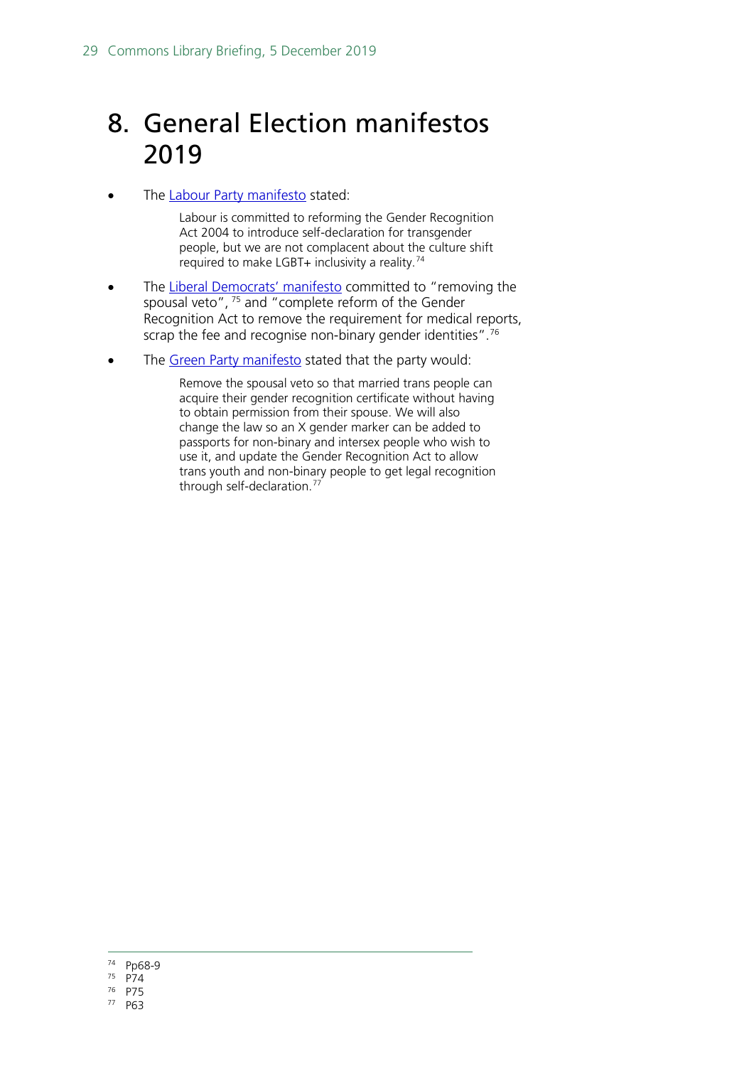# 8. General Election manifestos 2019

- The Labour Party manifesto stated:

  > Labour is committed to reforming the Gender Recognition Act 2004 to introduce self-declaration for transgender people, but we are not complacent about the culture shift required to make LGBT+ inclusivity a reality.[74]

- The Liberal Democrats' manifesto committed to "removing the spousal veto", [75] and "complete reform of the Gender Recognition Act to remove the requirement for medical reports, scrap the fee and recognise non-binary gender identities".[76]

- The Green Party manifesto stated that the party would:

  > Remove the spousal veto so that married trans people can acquire their gender recognition certificate without having to obtain permission from their spouse. We will also change the law so an X gender marker can be added to passports for non-binary and intersex people who wish to use it, and update the Gender Recognition Act to allow trans youth and non-binary people to get legal recognition through self-declaration.[77]

---

[74] Pp68-9
[75] P74
[76] P75
[77] P63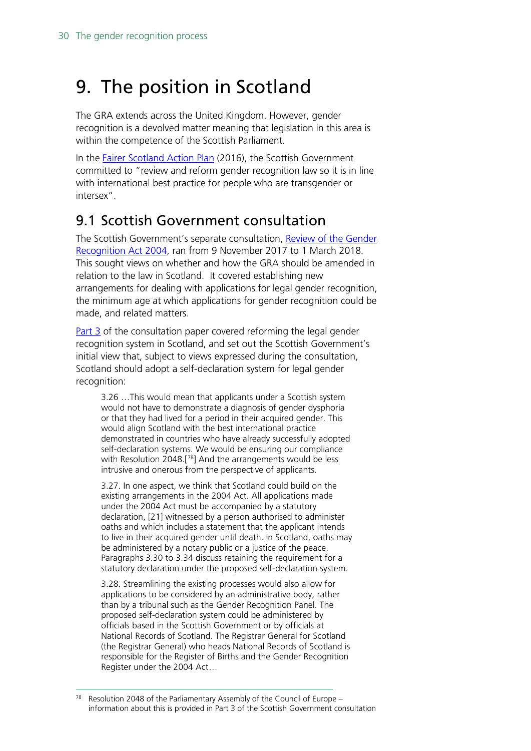# 9. The position in Scotland

The GRA extends across the United Kingdom. However, gender recognition is a devolved matter meaning that legislation in this area is within the competence of the Scottish Parliament.

In the Fairer Scotland Action Plan (2016), the Scottish Government committed to "review and reform gender recognition law so it is in line with international best practice for people who are transgender or intersex".

## 9.1 Scottish Government consultation

The Scottish Government's separate consultation, Review of the Gender Recognition Act 2004, ran from 9 November 2017 to 1 March 2018. This sought views on whether and how the GRA should be amended in relation to the law in Scotland. It covered establishing new arrangements for dealing with applications for legal gender recognition, the minimum age at which applications for gender recognition could be made, and related matters.

Part 3 of the consultation paper covered reforming the legal gender recognition system in Scotland, and set out the Scottish Government's initial view that, subject to views expressed during the consultation, Scotland should adopt a self-declaration system for legal gender recognition:

> 3.26 …This would mean that applicants under a Scottish system would not have to demonstrate a diagnosis of gender dysphoria or that they had lived for a period in their acquired gender. This would align Scotland with the best international practice demonstrated in countries who have already successfully adopted self-declaration systems. We would be ensuring our compliance with Resolution 2048.[78] And the arrangements would be less intrusive and onerous from the perspective of applicants.
>
> 3.27. In one aspect, we think that Scotland could build on the existing arrangements in the 2004 Act. All applications made under the 2004 Act must be accompanied by a statutory declaration, [21] witnessed by a person authorised to administer oaths and which includes a statement that the applicant intends to live in their acquired gender until death. In Scotland, oaths may be administered by a notary public or a justice of the peace. Paragraphs 3.30 to 3.34 discuss retaining the requirement for a statutory declaration under the proposed self-declaration system.
>
> 3.28. Streamlining the existing processes would also allow for applications to be considered by an administrative body, rather than by a tribunal such as the Gender Recognition Panel. The proposed self-declaration system could be administered by officials based in the Scottish Government or by officials at National Records of Scotland. The Registrar General for Scotland (the Registrar General) who heads National Records of Scotland is responsible for the Register of Births and the Gender Recognition Register under the 2004 Act…

[78] Resolution 2048 of the Parliamentary Assembly of the Council of Europe – information about this is provided in Part 3 of the Scottish Government consultation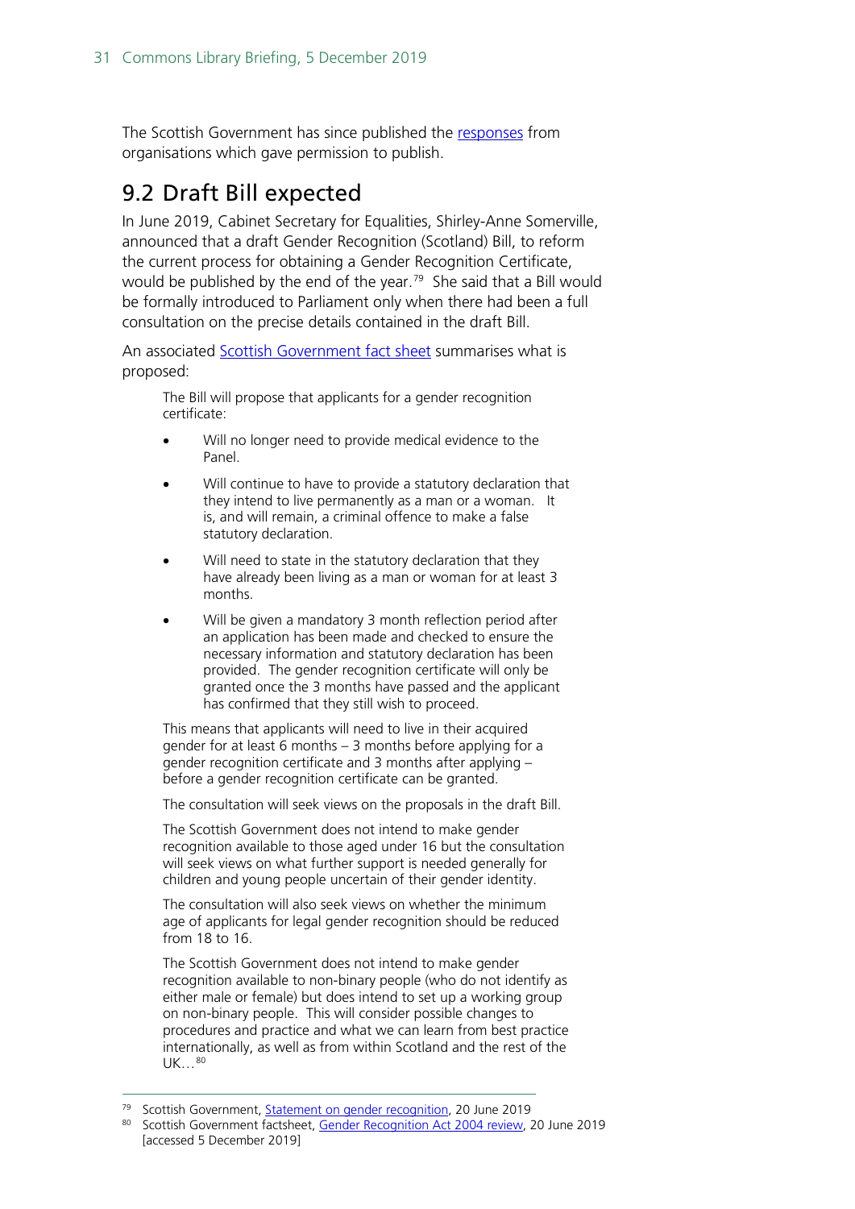The Scottish Government has since published the responses from organisations which gave permission to publish.

## 9.2 Draft Bill expected

In June 2019, Cabinet Secretary for Equalities, Shirley-Anne Somerville, announced that a draft Gender Recognition (Scotland) Bill, to reform the current process for obtaining a Gender Recognition Certificate, would be published by the end of the year.[79] She said that a Bill would be formally introduced to Parliament only when there had been a full consultation on the precise details contained in the draft Bill.

An associated Scottish Government fact sheet summarises what is proposed:

> The Bill will propose that applicants for a gender recognition certificate:
>
> - Will no longer need to provide medical evidence to the Panel.
> - Will continue to have to provide a statutory declaration that they intend to live permanently as a man or a woman. It is, and will remain, a criminal offence to make a false statutory declaration.
> - Will need to state in the statutory declaration that they have already been living as a man or woman for at least 3 months.
> - Will be given a mandatory 3 month reflection period after an application has been made and checked to ensure the necessary information and statutory declaration has been provided. The gender recognition certificate will only be granted once the 3 months have passed and the applicant has confirmed that they still wish to proceed.
>
> This means that applicants will need to live in their acquired gender for at least 6 months – 3 months before applying for a gender recognition certificate and 3 months after applying – before a gender recognition certificate can be granted.
>
> The consultation will seek views on the proposals in the draft Bill.
>
> The Scottish Government does not intend to make gender recognition available to those aged under 16 but the consultation will seek views on what further support is needed generally for children and young people uncertain of their gender identity.
>
> The consultation will also seek views on whether the minimum age of applicants for legal gender recognition should be reduced from 18 to 16.
>
> The Scottish Government does not intend to make gender recognition available to non-binary people (who do not identify as either male or female) but does intend to set up a working group on non-binary people. This will consider possible changes to procedures and practice and what we can learn from best practice internationally, as well as from within Scotland and the rest of the UK…[80]

---

[79] Scottish Government, Statement on gender recognition, 20 June 2019

[80] Scottish Government factsheet, Gender Recognition Act 2004 review, 20 June 2019 [accessed 5 December 2019]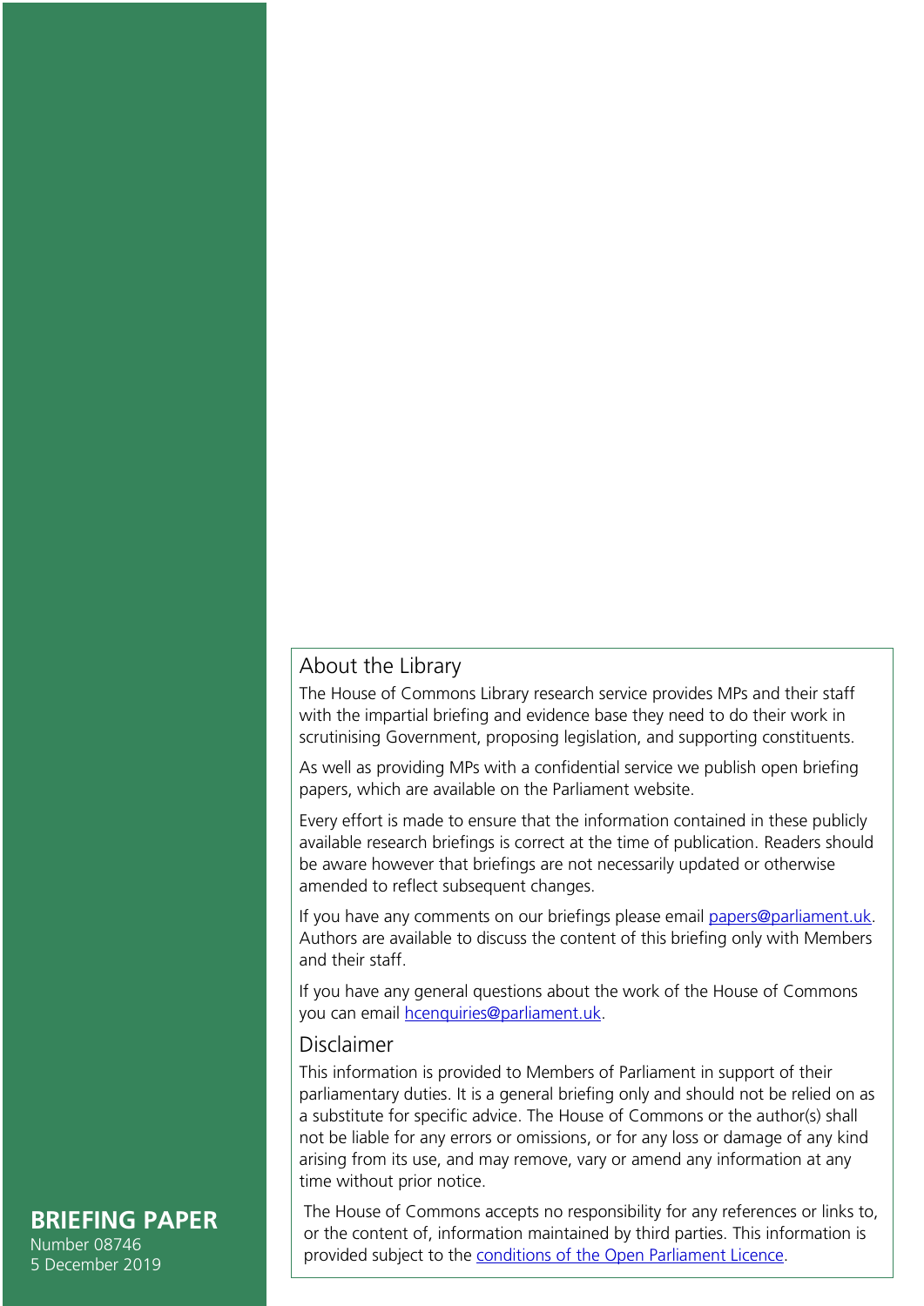## About the Library

The House of Commons Library research service provides MPs and their staff with the impartial briefing and evidence base they need to do their work in scrutinising Government, proposing legislation, and supporting constituents.

As well as providing MPs with a confidential service we publish open briefing papers, which are available on the Parliament website.

Every effort is made to ensure that the information contained in these publicly available research briefings is correct at the time of publication. Readers should be aware however that briefings are not necessarily updated or otherwise amended to reflect subsequent changes.

If you have any comments on our briefings please email papers@parliament.uk. Authors are available to discuss the content of this briefing only with Members and their staff.

If you have any general questions about the work of the House of Commons you can email hcenquiries@parliament.uk.

## Disclaimer

This information is provided to Members of Parliament in support of their parliamentary duties. It is a general briefing only and should not be relied on as a substitute for specific advice. The House of Commons or the author(s) shall not be liable for any errors or omissions, or for any loss or damage of any kind arising from its use, and may remove, vary or amend any information at any time without prior notice.

The House of Commons accepts no responsibility for any references or links to, or the content of, information maintained by third parties. This information is provided subject to the conditions of the Open Parliament Licence.

**BRIEFING PAPER**
Number 08746
5 December 2019